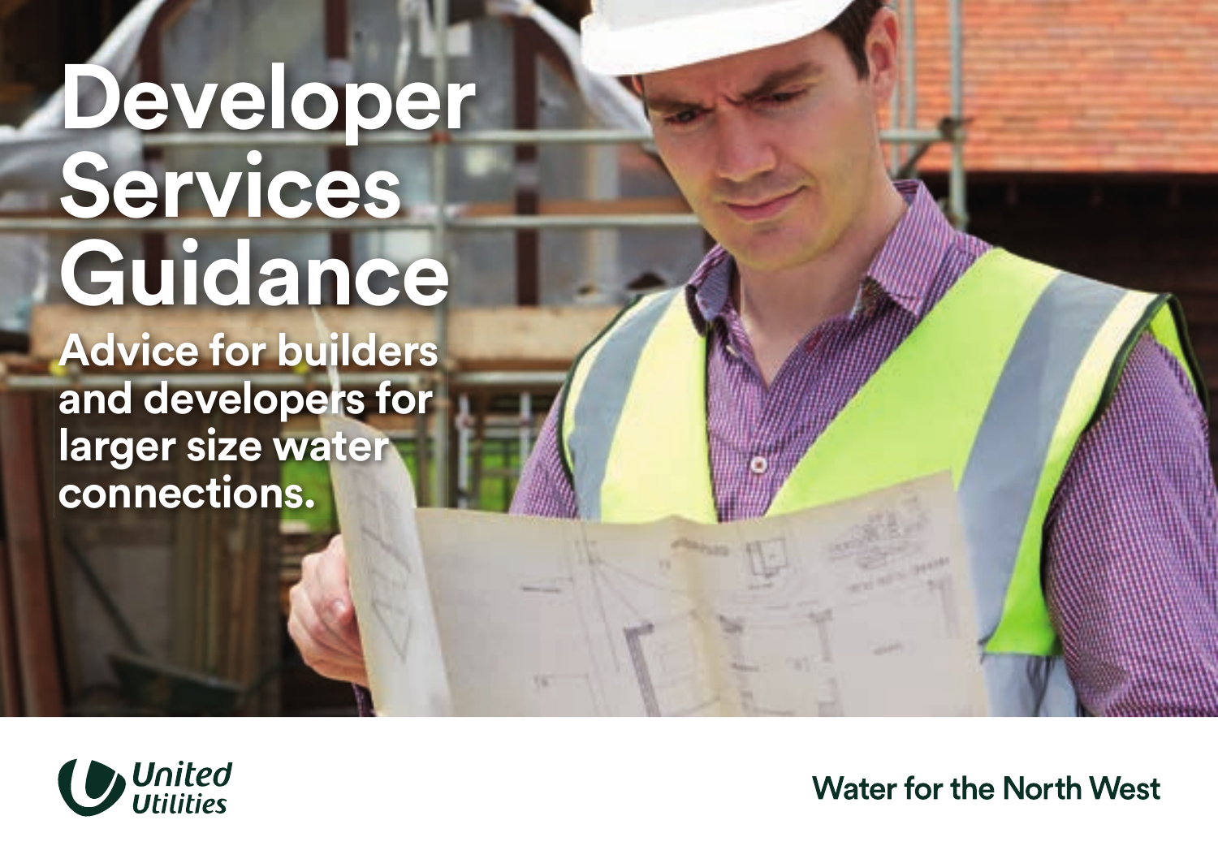# Developer Services Guidance

## Advice for builders and developers for larger size water connections.

United Utilities

Water for the North West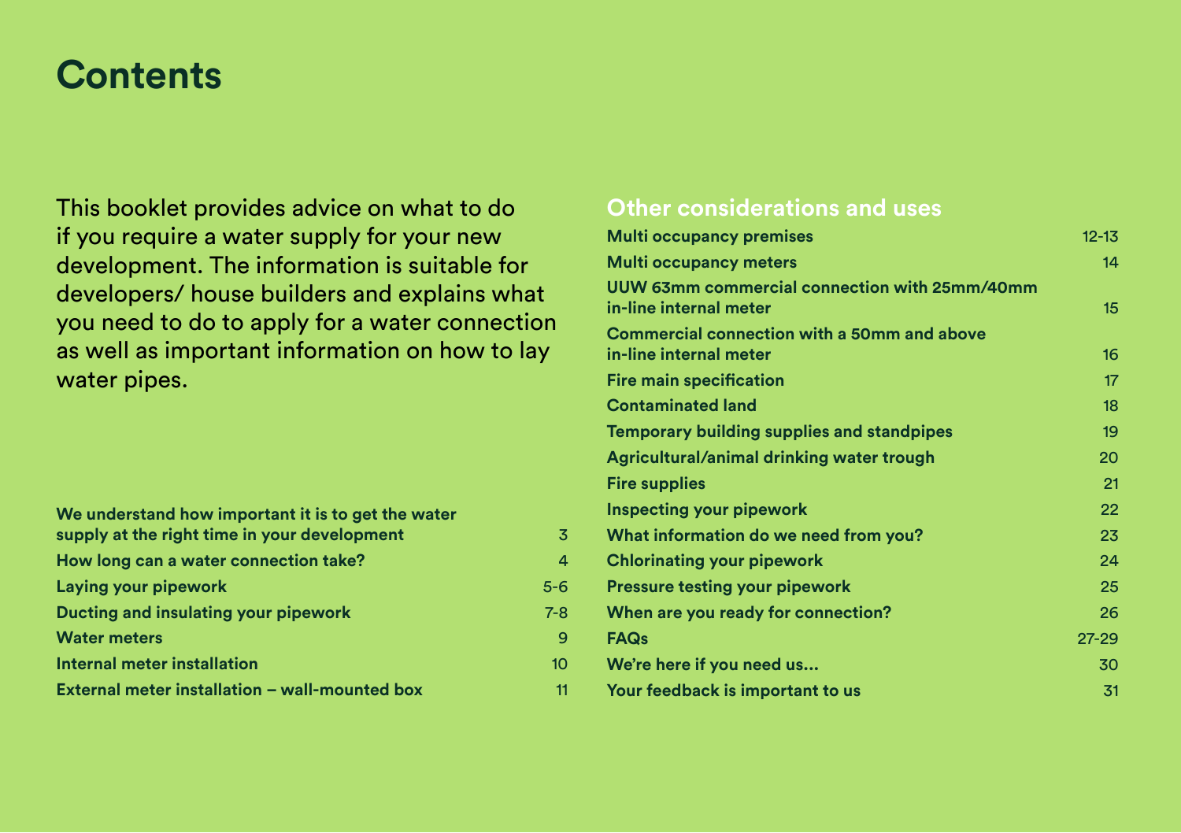# Contents

This booklet provides advice on what to do if you require a water supply for your new development. The information is suitable for developers/ house builders and explains what you need to do to apply for a water connection as well as important information on how to lay water pipes.

| | |
|---|---|
| **We understand how important it is to get the water supply at the right time in your development** | 3 |
| **How long can a water connection take?** | 4 |
| **Laying your pipework** | 5-6 |
| **Ducting and insulating your pipework** | 7-8 |
| **Water meters** | 9 |
| **Internal meter installation** | 10 |
| **External meter installation – wall-mounted box** | 11 |

## Other considerations and uses

| | |
|---|---|
| **Multi occupancy premises** | 12-13 |
| **Multi occupancy meters** | 14 |
| **UUW 63mm commercial connection with 25mm/40mm in-line internal meter** | 15 |
| **Commercial connection with a 50mm and above in-line internal meter** | 16 |
| **Fire main specification** | 17 |
| **Contaminated land** | 18 |
| **Temporary building supplies and standpipes** | 19 |
| **Agricultural/animal drinking water trough** | 20 |
| **Fire supplies** | 21 |
| **Inspecting your pipework** | 22 |
| **What information do we need from you?** | 23 |
| **Chlorinating your pipework** | 24 |
| **Pressure testing your pipework** | 25 |
| **When are you ready for connection?** | 26 |
| **FAQs** | 27-29 |
| **We're here if you need us...** | 30 |
| **Your feedback is important to us** | 31 |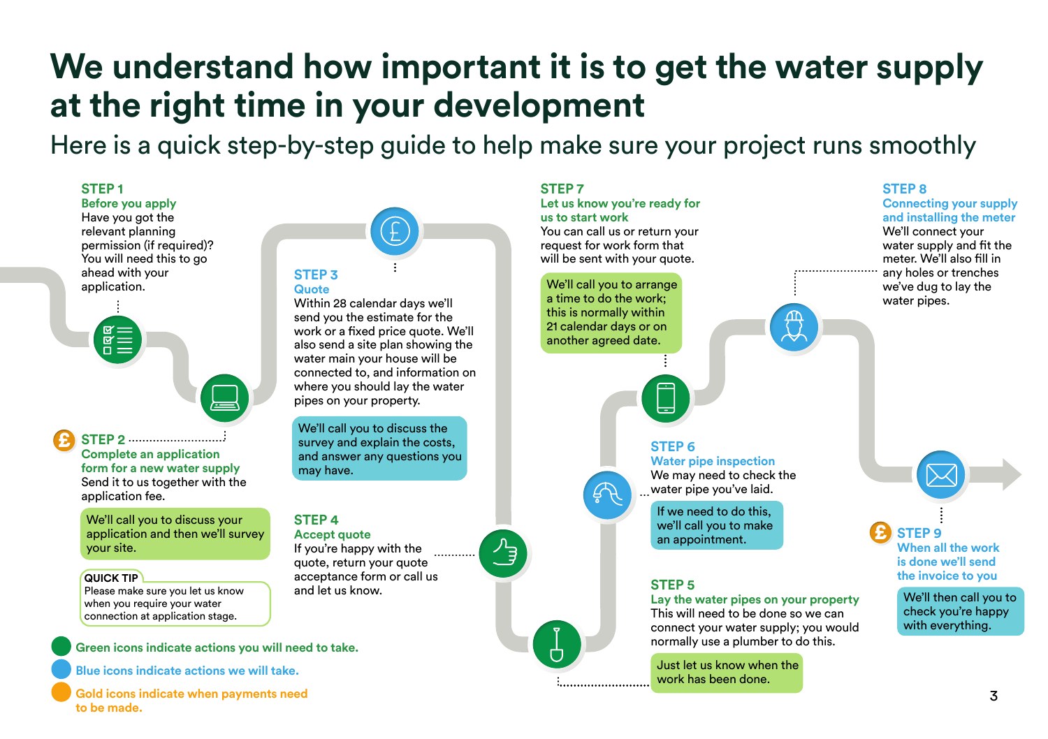# We understand how important it is to get the water supply at the right time in your development

## Here is a quick step-by-step guide to help make sure your project runs smoothly

### STEP 1
**Before you apply**

Have you got the relevant planning permission (if required)? You will need this to go ahead with your application.

### STEP 2
**Complete an application form for a new water supply**

Send it to us together with the application fee.

We'll call you to discuss your application and then we'll survey your site.

**QUICK TIP**
Please make sure you let us know when you require your water connection at application stage.

### STEP 3
**Quote**

Within 28 calendar days we'll send you the estimate for the work or a fixed price quote. We'll also send a site plan showing the water main your house will be connected to, and information on where you should lay the water pipes on your property.

We'll call you to discuss the survey and explain the costs, and answer any questions you may have.

### STEP 4
**Accept quote**

If you're happy with the quote, return your quote acceptance form or call us and let us know.

### STEP 5
**Lay the water pipes on your property**

This will need to be done so we can connect your water supply; you would normally use a plumber to do this.

Just let us know when the work has been done.

### STEP 6
**Water pipe inspection**

We may need to check the water pipe you've laid.

If we need to do this, we'll call you to make an appointment.

### STEP 7
**Let us know you're ready for us to start work**

You can call us or return your request for work form that will be sent with your quote.

We'll call you to arrange a time to do the work; this is normally within 21 calendar days or on another agreed date.

### STEP 8
**Connecting your supply and installing the meter**

We'll connect your water supply and fit the meter. We'll also fill in any holes or trenches we've dug to lay the water pipes.

### STEP 9
**When all the work is done we'll send the invoice to you**

We'll then call you to check you're happy with everything.

- Green icons indicate actions you will need to take.
- Blue icons indicate actions we will take.
- Gold icons indicate when payments need to be made.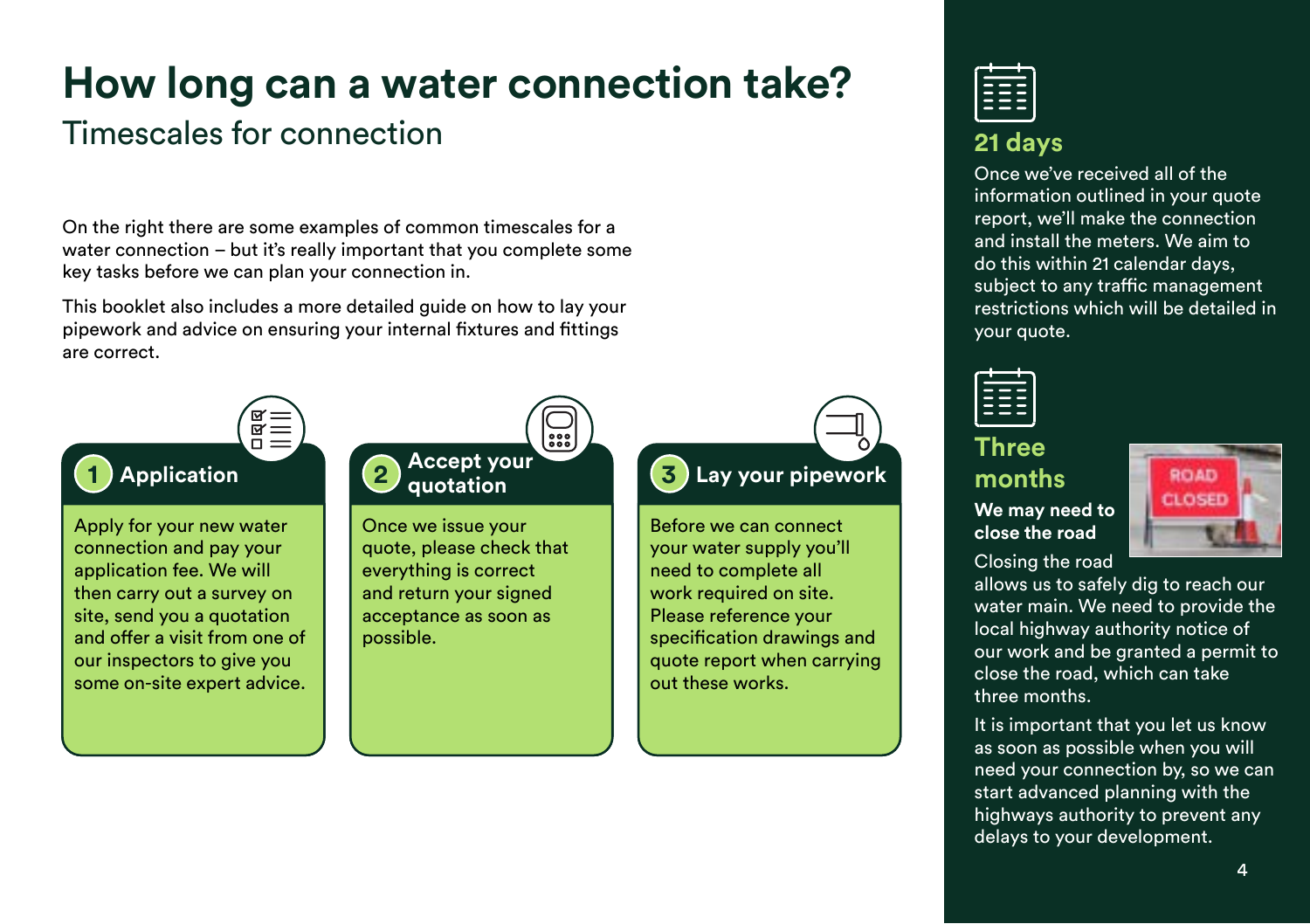# How long can a water connection take?

## Timescales for connection

On the right there are some examples of common timescales for a water connection – but it's really important that you complete some key tasks before we can plan your connection in.

This booklet also includes a more detailed guide on how to lay your pipework and advice on ensuring your internal fixtures and fittings are correct.

### 1 Application

Apply for your new water connection and pay your application fee. We will then carry out a survey on site, send you a quotation and offer a visit from one of our inspectors to give you some on-site expert advice.

### 2 Accept your quotation

Once we issue your quote, please check that everything is correct and return your signed acceptance as soon as possible.

### 3 Lay your pipework

Before we can connect your water supply you'll need to complete all work required on site. Please reference your specification drawings and quote report when carrying out these works.

### 21 days

Once we've received all of the information outlined in your quote report, we'll make the connection and install the meters. We aim to do this within 21 calendar days, subject to any traffic management restrictions which will be detailed in your quote.

### Three months

**We may need to close the road**

Closing the road allows us to safely dig to reach our water main. We need to provide the local highway authority notice of our work and be granted a permit to close the road, which can take three months.

It is important that you let us know as soon as possible when you will need your connection by, so we can start advanced planning with the highways authority to prevent any delays to your development.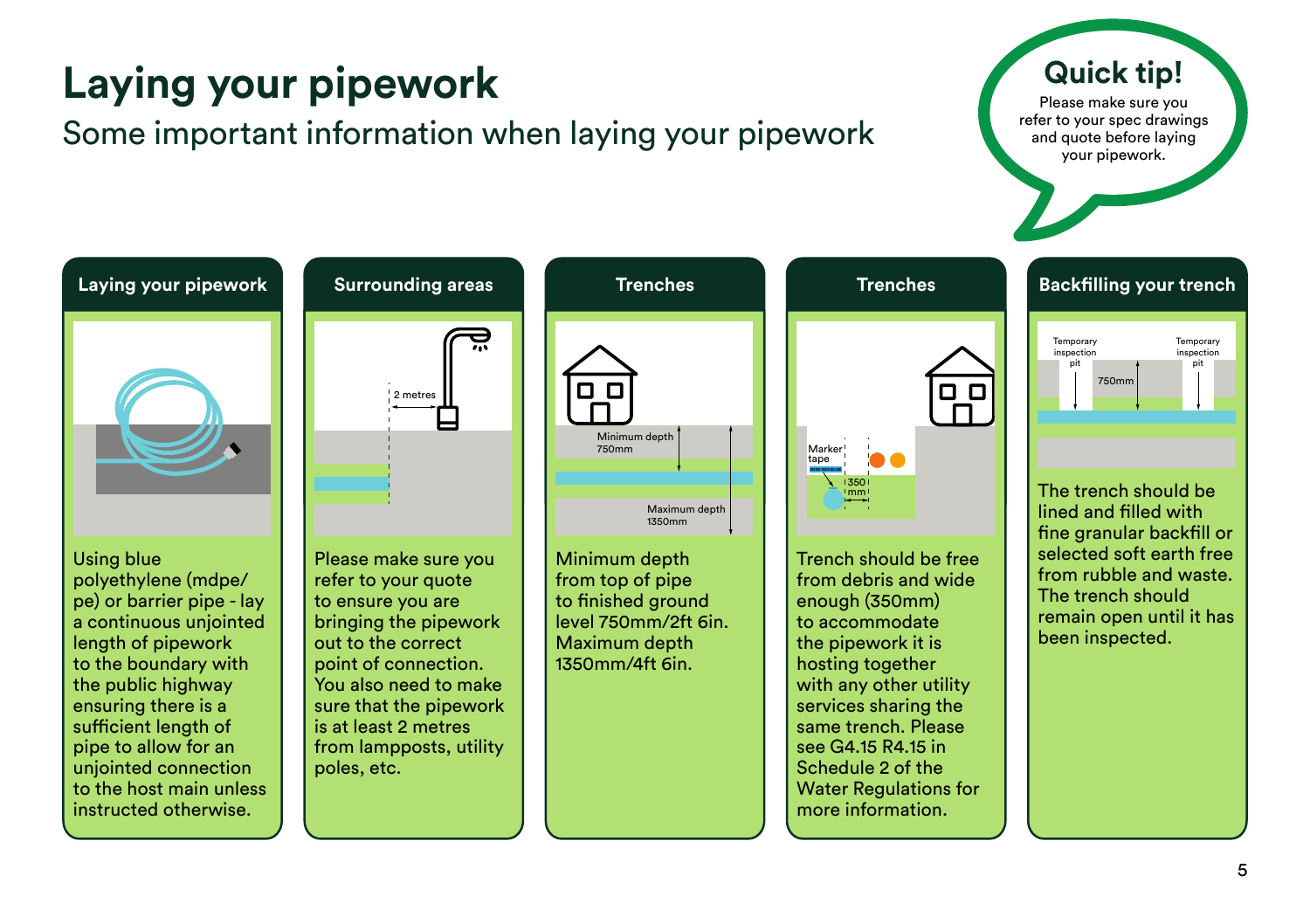# Laying your pipework

Some important information when laying your pipework

**Quick tip!**

Please make sure you refer to your spec drawings and quote before laying your pipework.

### Laying your pipework

Using blue polyethylene (mdpe/pe) or barrier pipe - lay a continuous unjointed length of pipework to the boundary with the public highway ensuring there is a sufficient length of pipe to allow for an unjointed connection to the host main unless instructed otherwise.

### Surrounding areas

Please make sure you refer to your quote to ensure you are bringing the pipework out to the correct point of connection. You also need to make sure that the pipework is at least 2 metres from lampposts, utility poles, etc.

### Trenches

Minimum depth from top of pipe to finished ground level 750mm/2ft 6in. Maximum depth 1350mm/4ft 6in.

### Trenches

Trench should be free from debris and wide enough (350mm) to accommodate the pipework it is hosting together with any other utility services sharing the same trench. Please see G4.15 R4.15 in Schedule 2 of the Water Regulations for more information.

### Backfilling your trench

The trench should be lined and filled with fine granular backfill or selected soft earth free from rubble and waste. The trench should remain open until it has been inspected.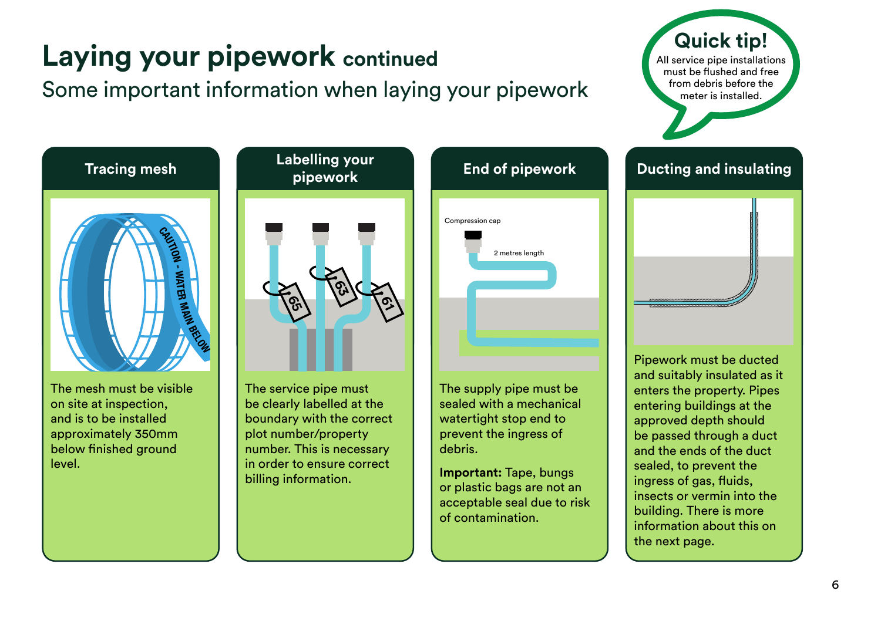# Laying your pipework continued

Some important information when laying your pipework

**Quick tip!**

All service pipe installations must be flushed and free from debris before the meter is installed.

### Tracing mesh

The mesh must be visible on site at inspection, and is to be installed approximately 350mm below finished ground level.

### Labelling your pipework

The service pipe must be clearly labelled at the boundary with the correct plot number/property number. This is necessary in order to ensure correct billing information.

### End of pipework

The supply pipe must be sealed with a mechanical watertight stop end to prevent the ingress of debris.

**Important:** Tape, bungs or plastic bags are not an acceptable seal due to risk of contamination.

### Ducting and insulating

Pipework must be ducted and suitably insulated as it enters the property. Pipes entering buildings at the approved depth should be passed through a duct and the ends of the duct sealed, to prevent the ingress of gas, fluids, insects or vermin into the building. There is more information about this on the next page.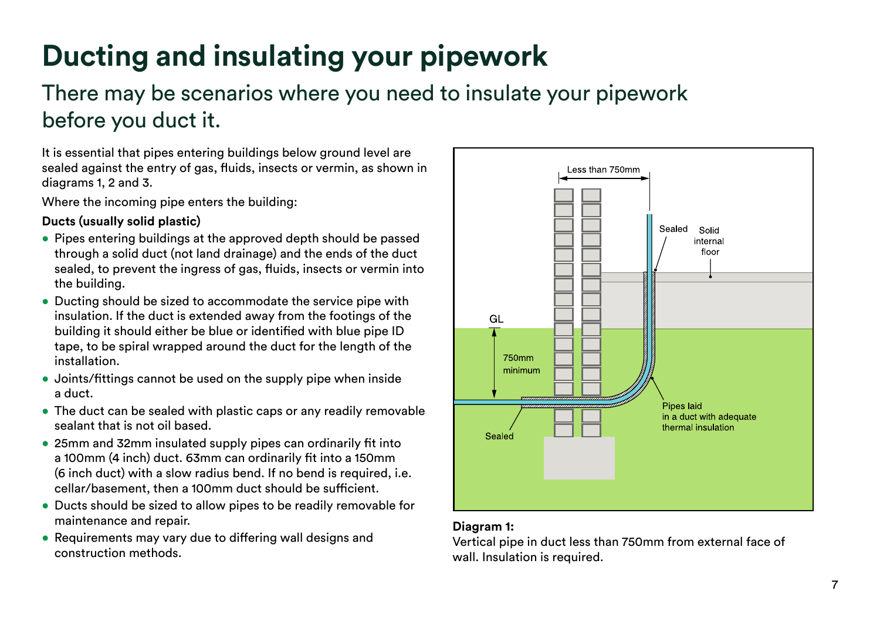# Ducting and insulating your pipework

## There may be scenarios where you need to insulate your pipework before you duct it.

It is essential that pipes entering buildings below ground level are sealed against the entry of gas, fluids, insects or vermin, as shown in diagrams 1, 2 and 3.

Where the incoming pipe enters the building:

**Ducts (usually solid plastic)**

- Pipes entering buildings at the approved depth should be passed through a solid duct (not land drainage) and the ends of the duct sealed, to prevent the ingress of gas, fluids, insects or vermin into the building.
- Ducting should be sized to accommodate the service pipe with insulation. If the duct is extended away from the footings of the building it should either be blue or identified with blue pipe ID tape, to be spiral wrapped around the duct for the length of the installation.
- Joints/fittings cannot be used on the supply pipe when inside a duct.
- The duct can be sealed with plastic caps or any readily removable sealant that is not oil based.
- 25mm and 32mm insulated supply pipes can ordinarily fit into a 100mm (4 inch) duct. 63mm can ordinarily fit into a 150mm (6 inch duct) with a slow radius bend. If no bend is required, i.e. cellar/basement, then a 100mm duct should be sufficient.
- Ducts should be sized to allow pipes to be readily removable for maintenance and repair.
- Requirements may vary due to differing wall designs and construction methods.

**Diagram 1:**
Vertical pipe in duct less than 750mm from external face of wall. Insulation is required.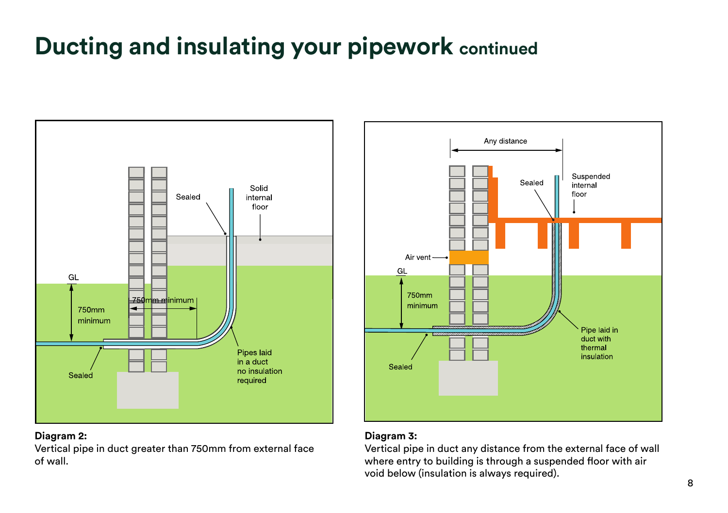# Ducting and insulating your pipework continued

**Diagram 2:**
Vertical pipe in duct greater than 750mm from external face of wall.

**Diagram 3:**
Vertical pipe in duct any distance from the external face of wall where entry to building is through a suspended floor with air void below (insulation is always required).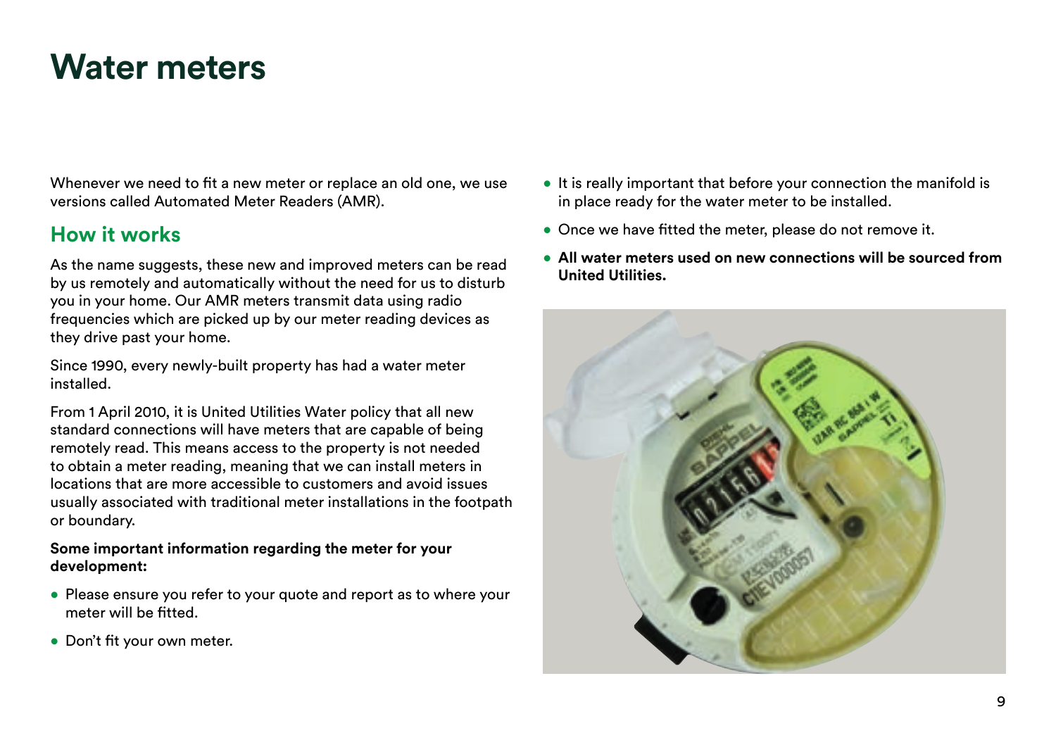# Water meters

Whenever we need to fit a new meter or replace an old one, we use versions called Automated Meter Readers (AMR).

## How it works

As the name suggests, these new and improved meters can be read by us remotely and automatically without the need for us to disturb you in your home. Our AMR meters transmit data using radio frequencies which are picked up by our meter reading devices as they drive past your home.

Since 1990, every newly-built property has had a water meter installed.

From 1 April 2010, it is United Utilities Water policy that all new standard connections will have meters that are capable of being remotely read. This means access to the property is not needed to obtain a meter reading, meaning that we can install meters in locations that are more accessible to customers and avoid issues usually associated with traditional meter installations in the footpath or boundary.

**Some important information regarding the meter for your development:**

- Please ensure you refer to your quote and report as to where your meter will be fitted.
- Don't fit your own meter.
- It is really important that before your connection the manifold is in place ready for the water meter to be installed.
- Once we have fitted the meter, please do not remove it.
- **All water meters used on new connections will be sourced from United Utilities.**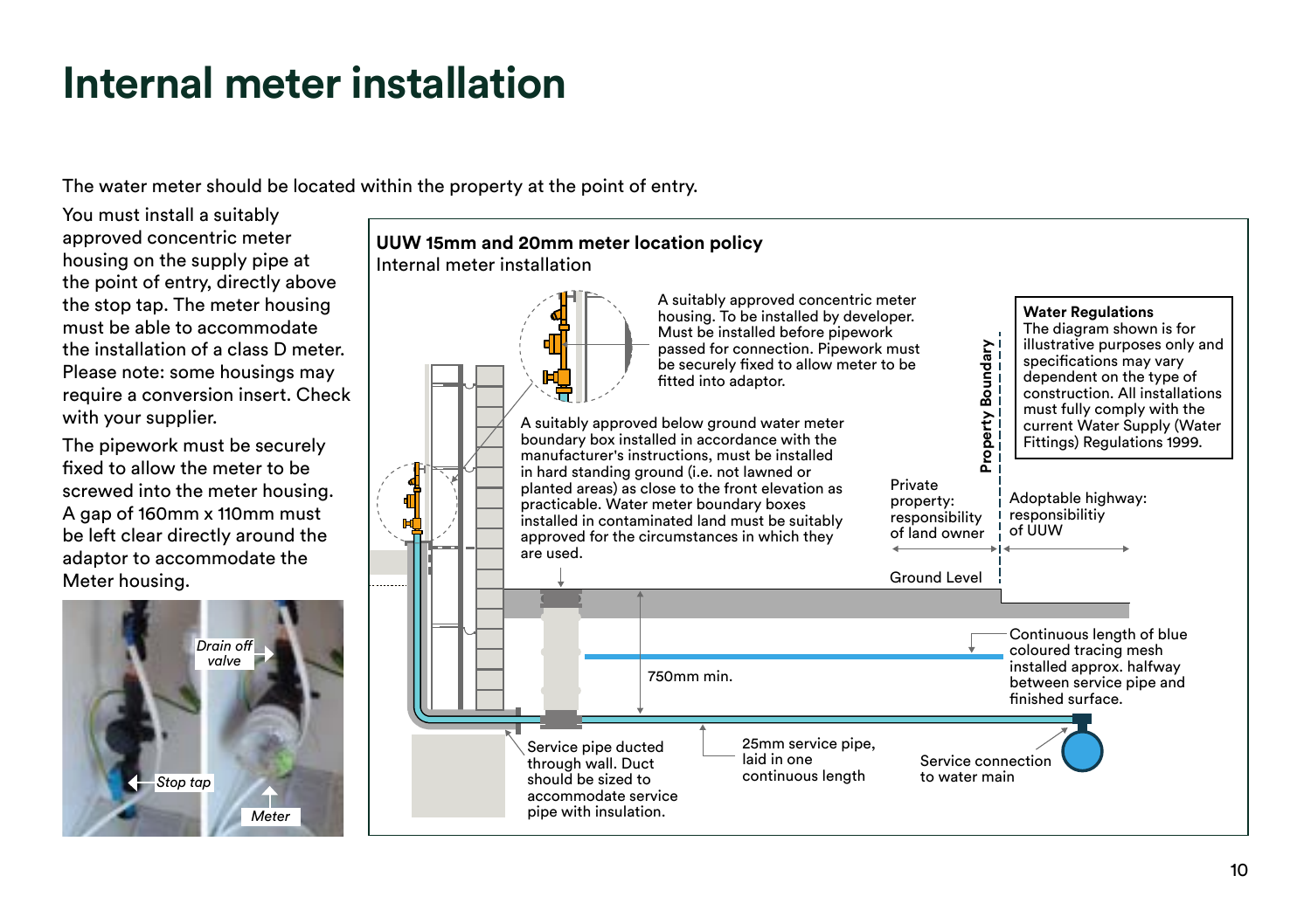# Internal meter installation

The water meter should be located within the property at the point of entry.

You must install a suitably approved concentric meter housing on the supply pipe at the point of entry, directly above the stop tap. The meter housing must be able to accommodate the installation of a class D meter. Please note: some housings may require a conversion insert. Check with your supplier.

The pipework must be securely fixed to allow the meter to be screwed into the meter housing. A gap of 160mm x 110mm must be left clear directly around the adaptor to accommodate the Meter housing.

*Drain off valve*

*Stop tap*

*Meter*

**UUW 15mm and 20mm meter location policy**
Internal meter installation

A suitably approved concentric meter housing. To be installed by developer. Must be installed before pipework passed for connection. Pipework must be securely fixed to allow meter to be fitted into adaptor.

A suitably approved below ground water meter boundary box installed in accordance with the manufacturer's instructions, must be installed in hard standing ground (i.e. not lawned or planted areas) as close to the front elevation as practicable. Water meter boundary boxes installed in contaminated land must be suitably approved for the circumstances in which they are used.

**Property Boundary**

Private property: responsibility of land owner

Adoptable highway: responsibilitiy of UUW

**Water Regulations**
The diagram shown is for illustrative purposes only and specifications may vary dependent on the type of construction. All installations must fully comply with the current Water Supply (Water Fittings) Regulations 1999.

Ground Level

750mm min.

Continuous length of blue coloured tracing mesh installed approx. halfway between service pipe and finished surface.

Service pipe ducted through wall. Duct should be sized to accommodate service pipe with insulation.

25mm service pipe, laid in one continuous length

Service connection to water main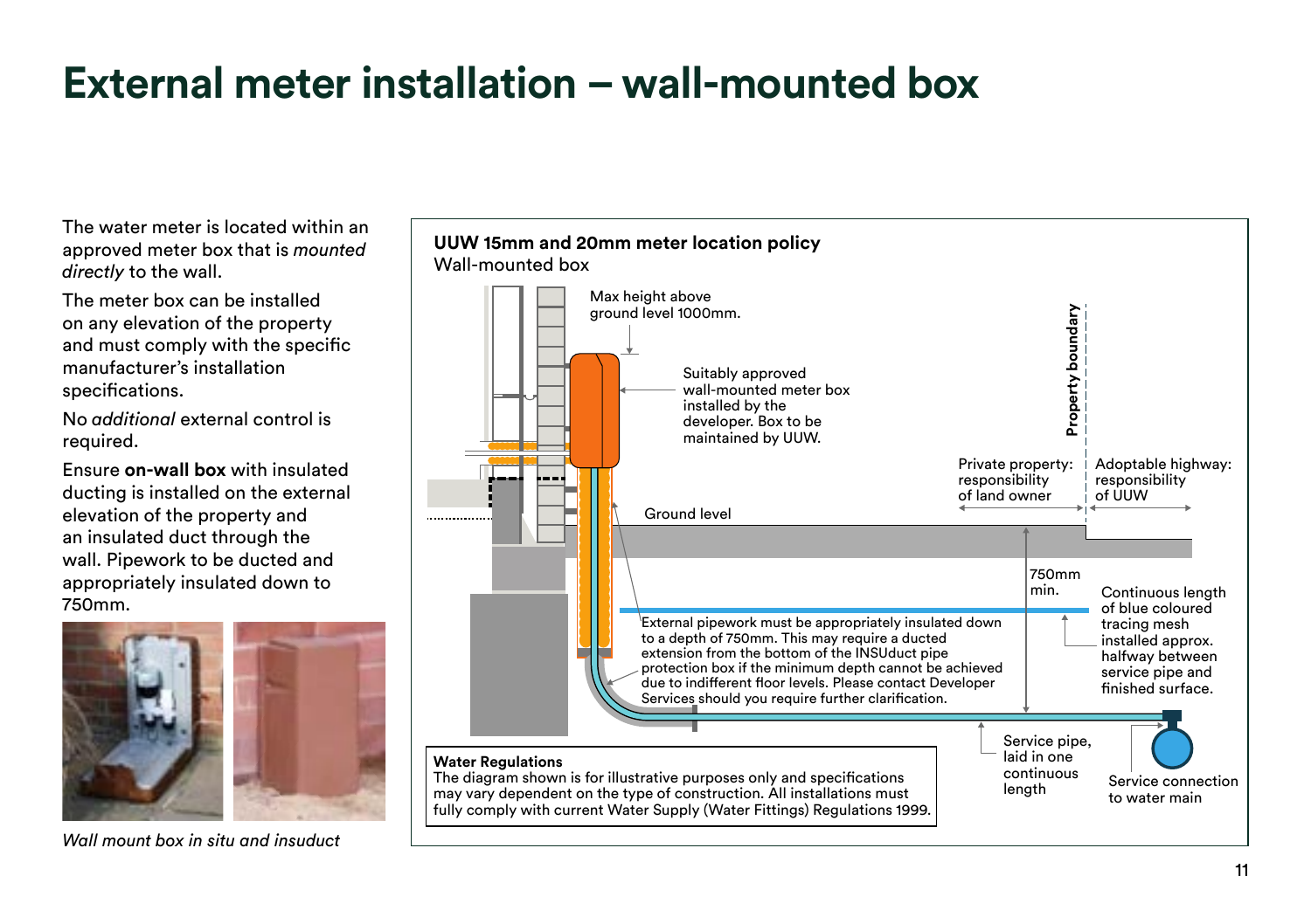# External meter installation – wall-mounted box

The water meter is located within an approved meter box that is *mounted directly* to the wall.

The meter box can be installed on any elevation of the property and must comply with the specific manufacturer's installation specifications.

No *additional* external control is required.

Ensure **on-wall box** with insulated ducting is installed on the external elevation of the property and an insulated duct through the wall. Pipework to be ducted and appropriately insulated down to 750mm.

*Wall mount box in situ and insuduct*

**UUW 15mm and 20mm meter location policy**
Wall-mounted box

Max height above ground level 1000mm.

Suitably approved wall-mounted meter box installed by the developer. Box to be maintained by UUW.

Property boundary

Private property: responsibility of land owner

Adoptable highway: responsibility of UUW

Ground level

750mm min.

Continuous length of blue coloured tracing mesh installed approx. halfway between service pipe and finished surface.

External pipework must be appropriately insulated down to a depth of 750mm. This may require a ducted extension from the bottom of the INSUduct pipe protection box if the minimum depth cannot be achieved due to indifferent floor levels. Please contact Developer Services should you require further clarification.

Service pipe, laid in one continuous length

Service connection to water main

**Water Regulations**
The diagram shown is for illustrative purposes only and specifications may vary dependent on the type of construction. All installations must fully comply with current Water Supply (Water Fittings) Regulations 1999.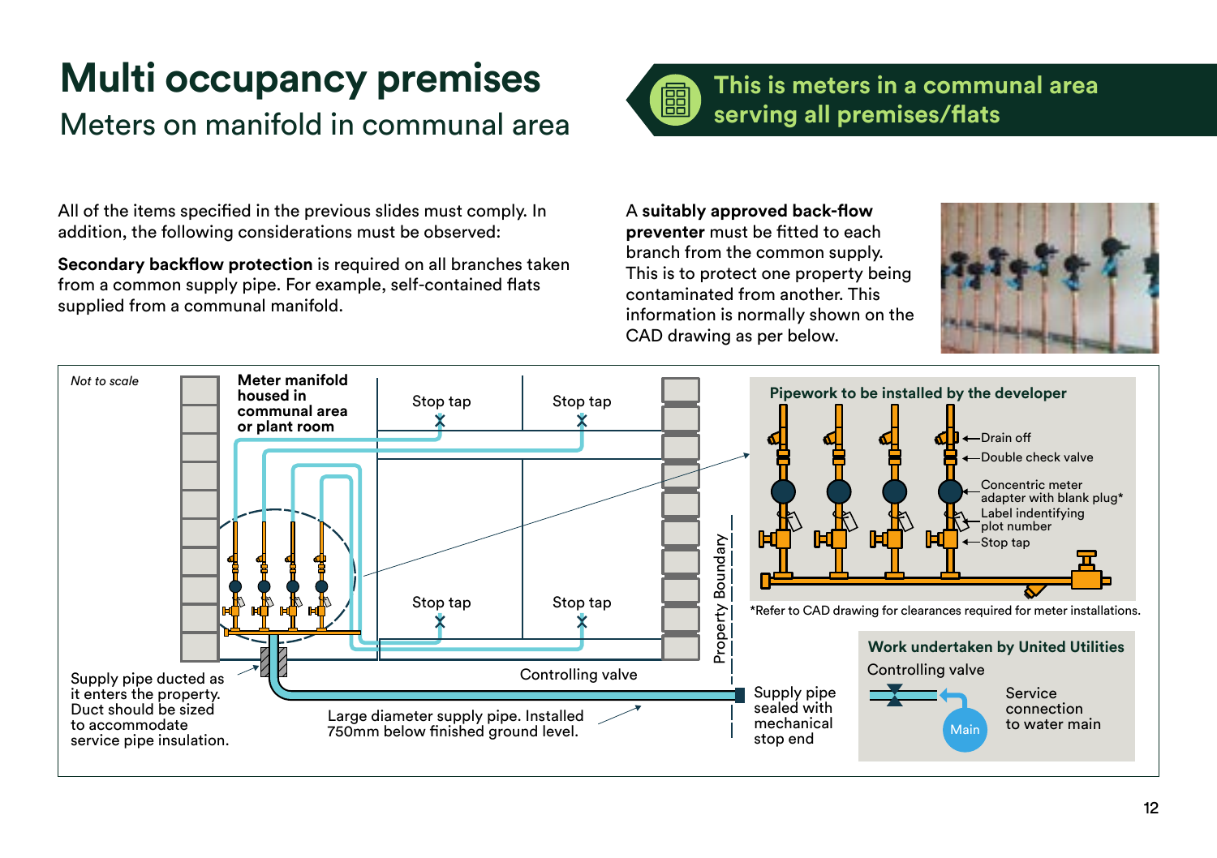# Multi occupancy premises

## Meters on manifold in communal area

**This is meters in a communal area serving all premises/flats**

All of the items specified in the previous slides must comply. In addition, the following considerations must be observed:

**Secondary backflow protection** is required on all branches taken from a common supply pipe. For example, self-contained flats supplied from a communal manifold.

A **suitably approved back-flow preventer** must be fitted to each branch from the common supply. This is to protect one property being contaminated from another. This information is normally shown on the CAD drawing as per below.

*Not to scale*

**Meter manifold housed in communal area or plant room**

Stop tap

Stop tap

Stop tap

Stop tap

Property Boundary

Controlling valve

Supply pipe ducted as it enters the property. Duct should be sized to accommodate service pipe insulation.

Large diameter supply pipe. Installed 750mm below finished ground level.

Supply pipe sealed with mechanical stop end

**Pipework to be installed by the developer**

- Drain off
- Double check valve
- Concentric meter adapter with blank plug*
- Label indentifying plot number
- Stop tap

*Refer to CAD drawing for clearances required for meter installations.

**Work undertaken by United Utilities**

Controlling valve

Main

Service connection to water main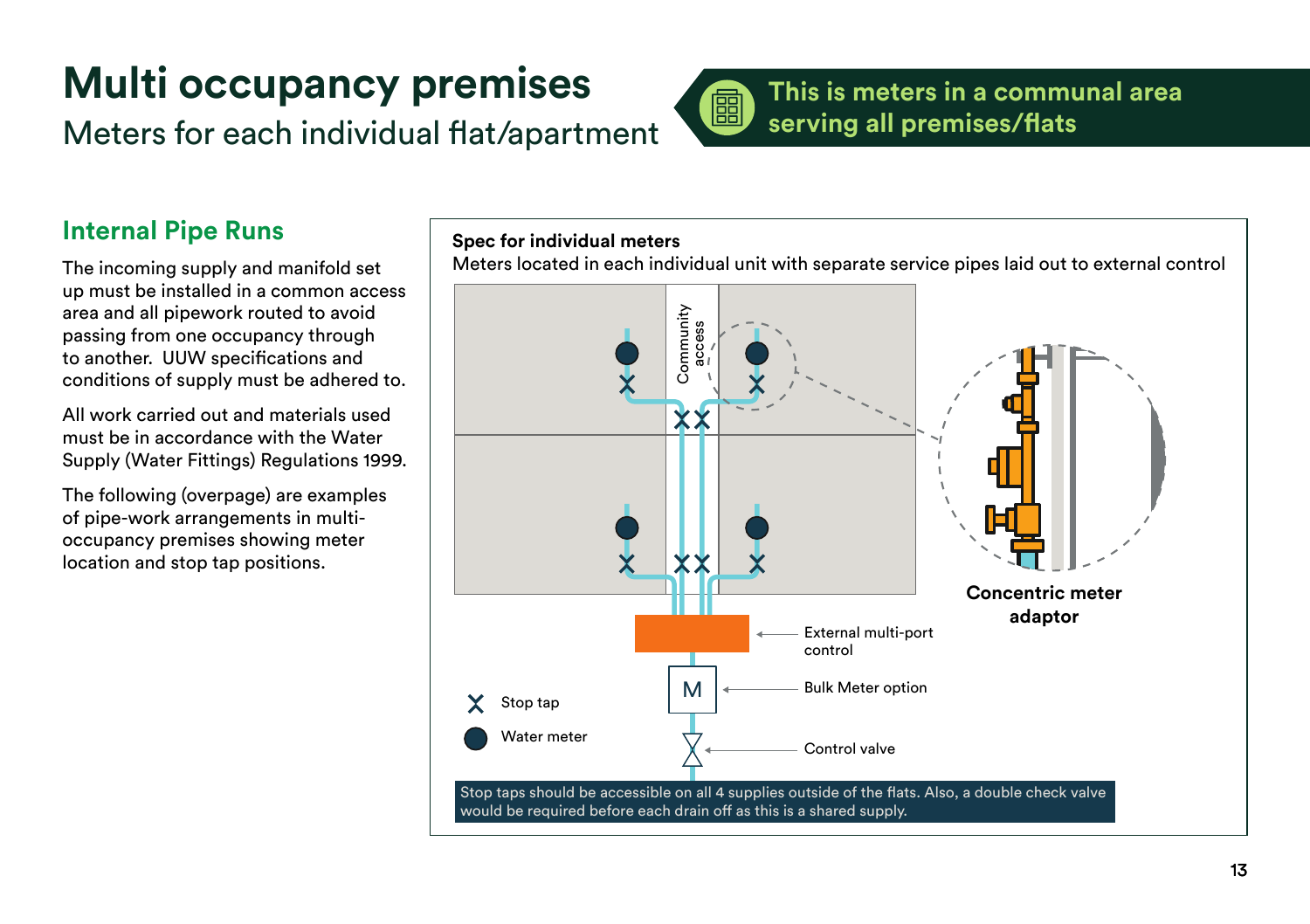# Multi occupancy premises

Meters for each individual flat/apartment

**This is meters in a communal area serving all premises/flats**

## Internal Pipe Runs

The incoming supply and manifold set up must be installed in a common access area and all pipework routed to avoid passing from one occupancy through to another. UUW specifications and conditions of supply must be adhered to.

All work carried out and materials used must be in accordance with the Water Supply (Water Fittings) Regulations 1999.

The following (overpage) are examples of pipe-work arrangements in multi-occupancy premises showing meter location and stop tap positions.

**Spec for individual meters**

Meters located in each individual unit with separate service pipes laid out to external control

Community access

External multi-port control

Bulk Meter option

Control valve

Stop tap

Water meter

**Concentric meter adaptor**

Stop taps should be accessible on all 4 supplies outside of the flats. Also, a double check valve would be required before each drain off as this is a shared supply.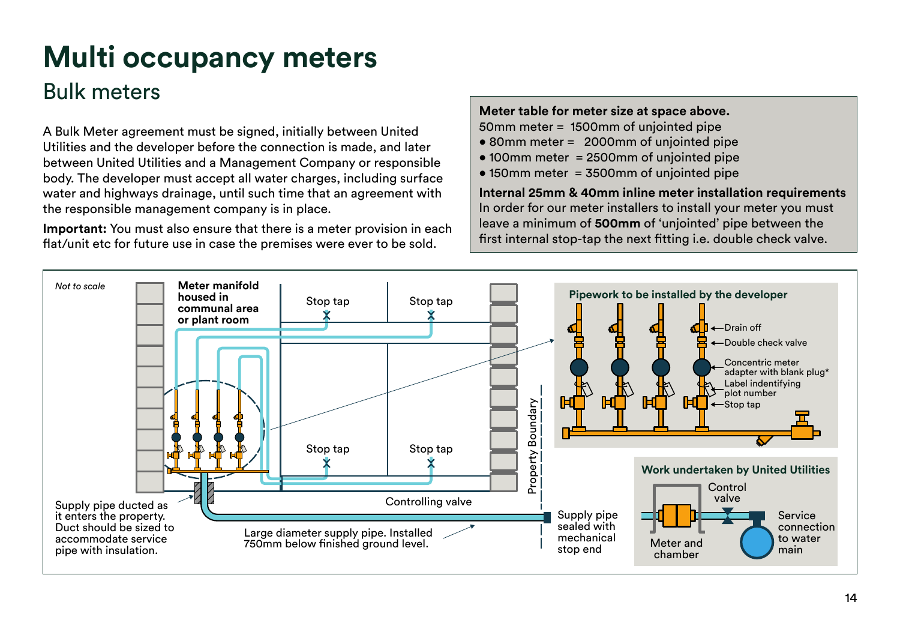# Multi occupancy meters

## Bulk meters

A Bulk Meter agreement must be signed, initially between United Utilities and the developer before the connection is made, and later between United Utilities and a Management Company or responsible body. The developer must accept all water charges, including surface water and highways drainage, until such time that an agreement with the responsible management company is in place.

**Important:** You must also ensure that there is a meter provision in each flat/unit etc for future use in case the premises were ever to be sold.

**Meter table for meter size at space above.**

50mm meter = 1500mm of unjointed pipe

- 80mm meter = 2000mm of unjointed pipe
- 100mm meter = 2500mm of unjointed pipe
- 150mm meter = 3500mm of unjointed pipe

**Internal 25mm & 40mm inline meter installation requirements**

In order for our meter installers to install your meter you must leave a minimum of **500mm** of 'unjointed' pipe between the first internal stop-tap the next fitting i.e. double check valve.

*Not to scale*

**Meter manifold housed in communal area or plant room**

Stop tap

Stop tap

Stop tap

Stop tap

Property Boundary

Controlling valve

Supply pipe ducted as it enters the property. Duct should be sized to accommodate service pipe with insulation.

Large diameter supply pipe. Installed 750mm below finished ground level.

Supply pipe sealed with mechanical stop end

**Pipework to be installed by the developer**

- Drain off
- Double check valve
- Concentric meter adapter with blank plug*
- Label indentifying plot number
- Stop tap

**Work undertaken by United Utilities**

Control valve

Meter and chamber

Service connection to water main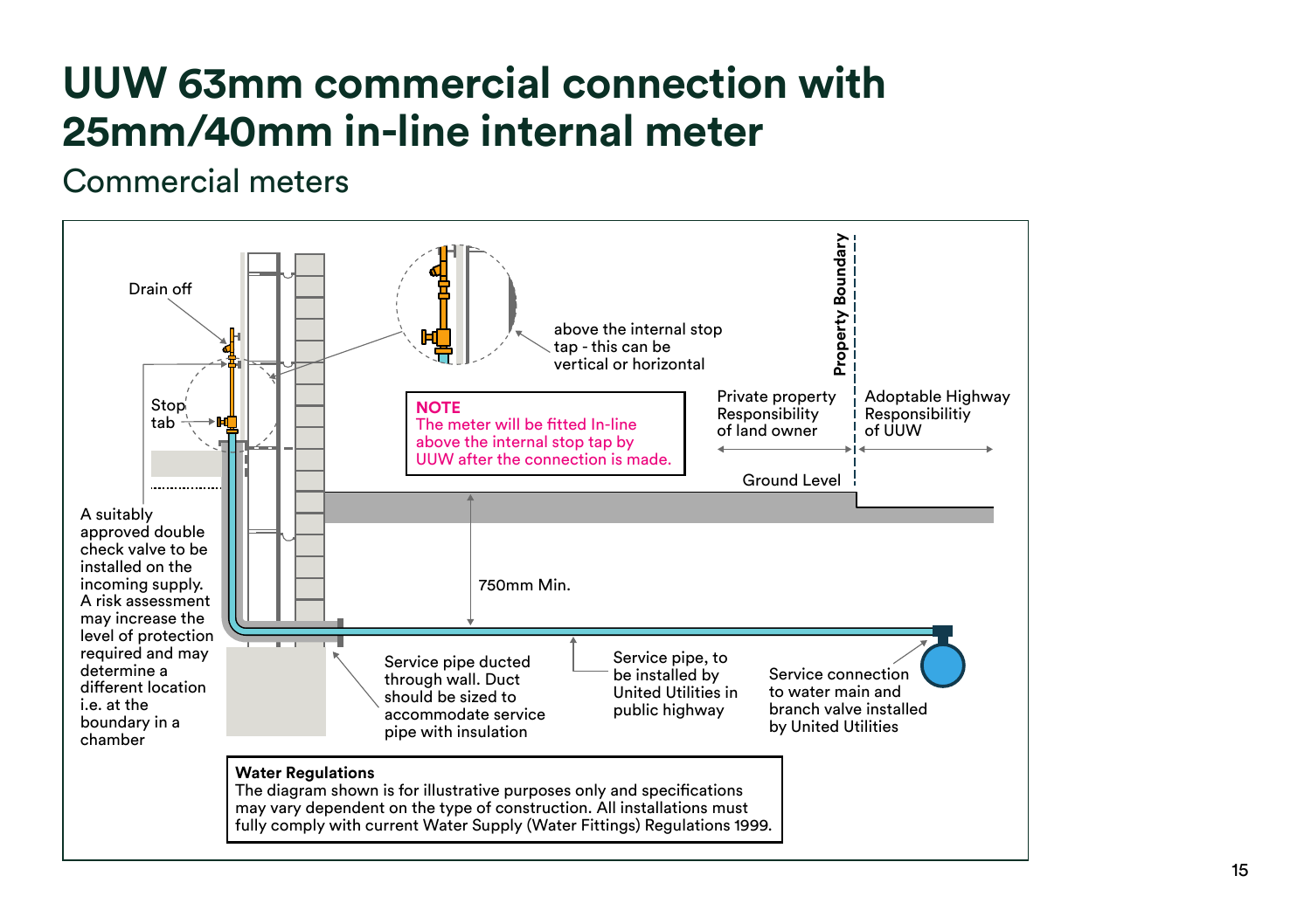# UUW 63mm commercial connection with 25mm/40mm in-line internal meter

## Commercial meters

Drain off

Stop tab

A suitably approved double check valve to be installed on the incoming supply. A risk assessment may increase the level of protection required and may determine a different location i.e. at the boundary in a chamber

above the internal stop tap - this can be vertical or horizontal

**NOTE**
The meter will be fitted In-line above the internal stop tap by UUW after the connection is made.

Property Boundary

Private property Responsibility of land owner

Adoptable Highway Responsibilitiy of UUW

Ground Level

750mm Min.

Service pipe ducted through wall. Duct should be sized to accommodate service pipe with insulation

Service pipe, to be installed by United Utilities in public highway

Service connection to water main and branch valve installed by United Utilities

**Water Regulations**
The diagram shown is for illustrative purposes only and specifications may vary dependent on the type of construction. All installations must fully comply with current Water Supply (Water Fittings) Regulations 1999.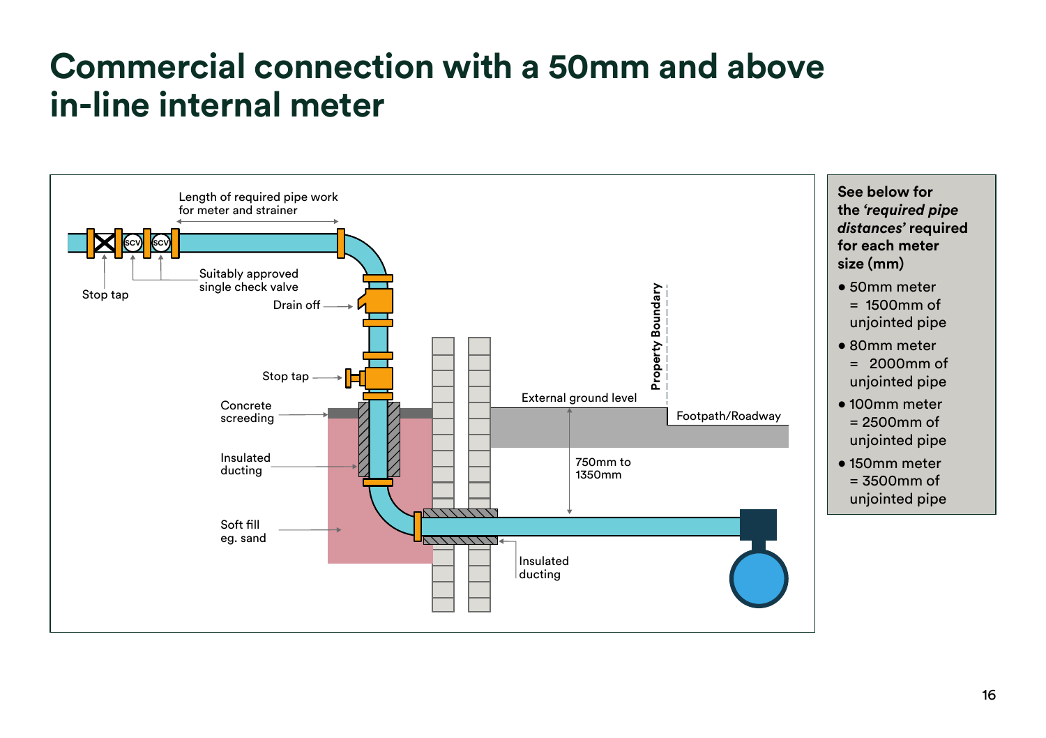# Commercial connection with a 50mm and above in-line internal meter

Length of required pipe work for meter and strainer

Stop tap

Suitably approved single check valve

Drain off

Stop tap

Concrete screeding

Insulated ducting

Soft fill eg. sand

Insulated ducting

External ground level

Property Boundary

Footpath/Roadway

750mm to 1350mm

**See below for the *'required pipe distances'* required for each meter size (mm)**

- 50mm meter = 1500mm of unjointed pipe
- 80mm meter = 2000mm of unjointed pipe
- 100mm meter = 2500mm of unjointed pipe
- 150mm meter = 3500mm of unjointed pipe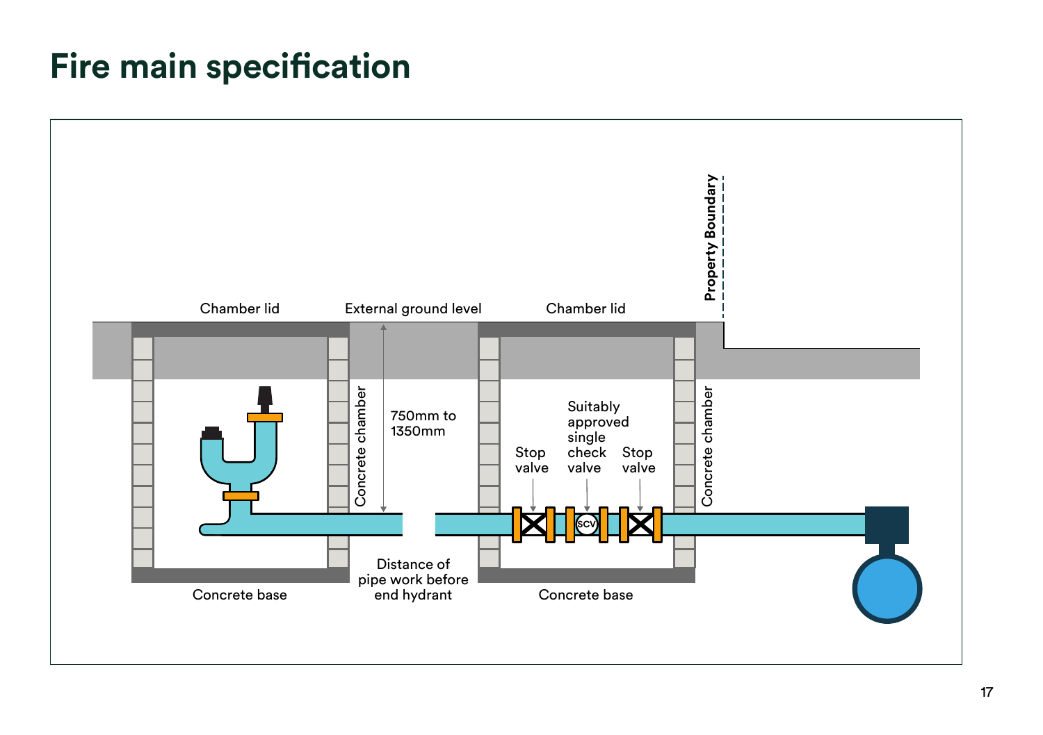# Fire main specification

Chamber lid

External ground level

Chamber lid

Property Boundary

Concrete chamber

750mm to 1350mm

Suitably approved single check valve

Stop valve

Stop valve

SCV

Concrete chamber

Concrete base

Distance of pipe work before end hydrant

Concrete base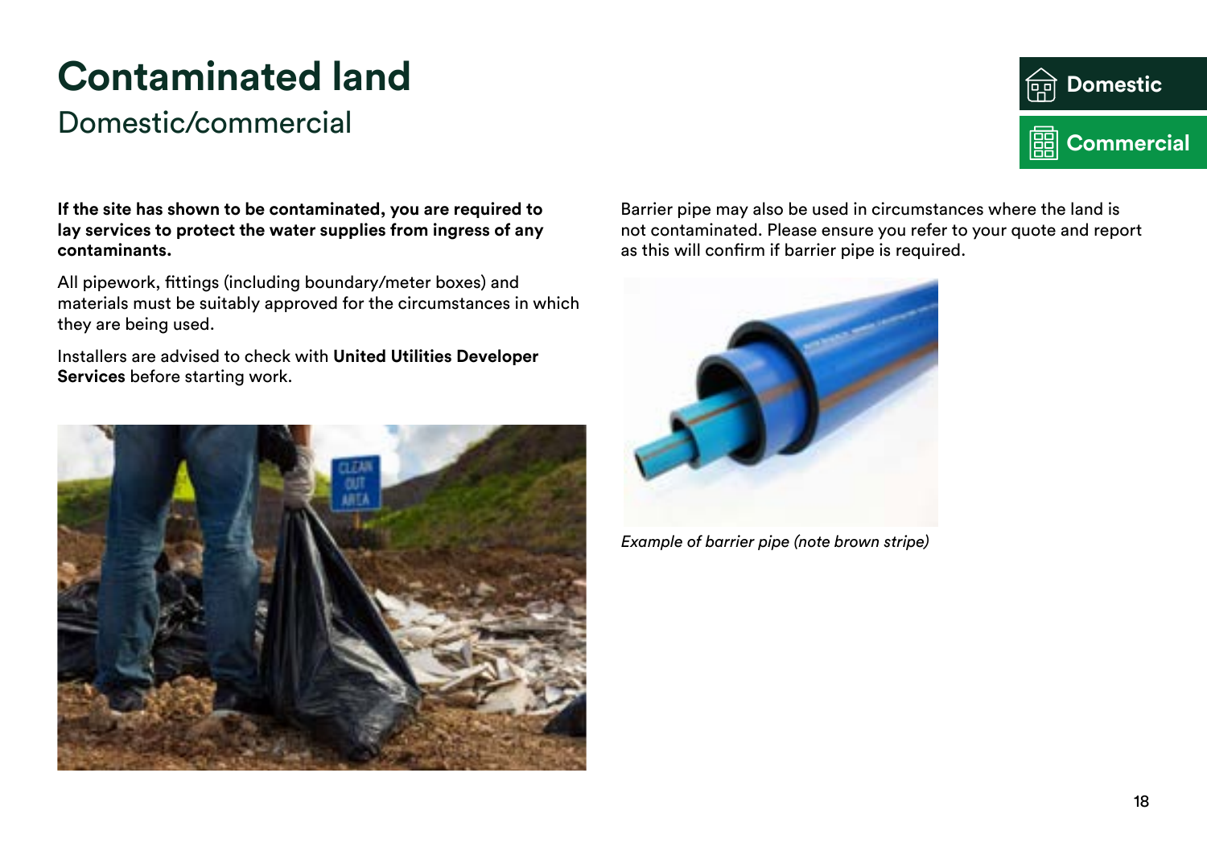# Contaminated land

## Domestic/commercial

Domestic

Commercial

**If the site has shown to be contaminated, you are required to lay services to protect the water supplies from ingress of any contaminants.**

All pipework, fittings (including boundary/meter boxes) and materials must be suitably approved for the circumstances in which they are being used.

Installers are advised to check with **United Utilities Developer Services** before starting work.

Barrier pipe may also be used in circumstances where the land is not contaminated. Please ensure you refer to your quote and report as this will confirm if barrier pipe is required.

*Example of barrier pipe (note brown stripe)*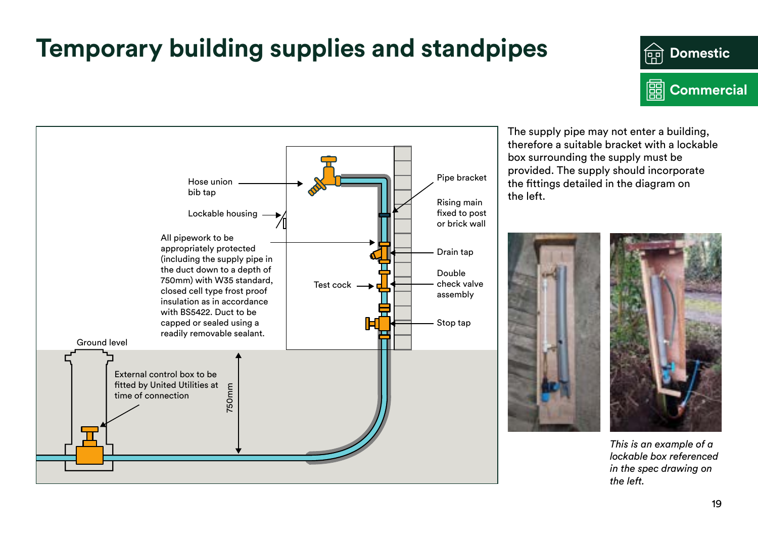# Temporary building supplies and standpipes

Domestic

Commercial

Hose union bib tap

Lockable housing

All pipework to be appropriately protected (including the supply pipe in the duct down to a depth of 750mm) with W35 standard, closed cell type frost proof insulation as in accordance with BS5422. Duct to be capped or sealed using a readily removable sealant.

Test cock

Pipe bracket

Rising main fixed to post or brick wall

Drain tap

Double check valve assembly

Stop tap

Ground level

External control box to be fitted by United Utilities at time of connection

750mm

The supply pipe may not enter a building, therefore a suitable bracket with a lockable box surrounding the supply must be provided. The supply should incorporate the fittings detailed in the diagram on the left.

*This is an example of a lockable box referenced in the spec drawing on the left.*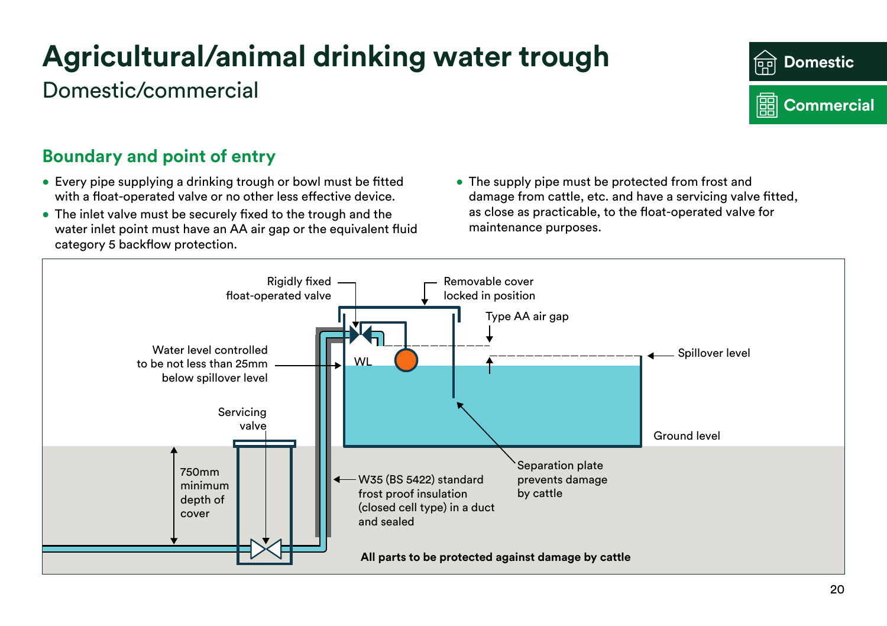# Agricultural/animal drinking water trough

Domestic/commercial

Domestic

Commercial

## Boundary and point of entry

- Every pipe supplying a drinking trough or bowl must be fitted with a float-operated valve or no other less effective device.
- The inlet valve must be securely fixed to the trough and the water inlet point must have an AA air gap or the equivalent fluid category 5 backflow protection.
- The supply pipe must be protected from frost and damage from cattle, etc. and have a servicing valve fitted, as close as practicable, to the float-operated valve for maintenance purposes.

Rigidly fixed float-operated valve

Removable cover locked in position

Type AA air gap

Spillover level

Water level controlled to be not less than 25mm below spillover level

WL

Servicing valve

Ground level

750mm minimum depth of cover

W35 (BS 5422) standard frost proof insulation (closed cell type) in a duct and sealed

Separation plate prevents damage by cattle

**All parts to be protected against damage by cattle**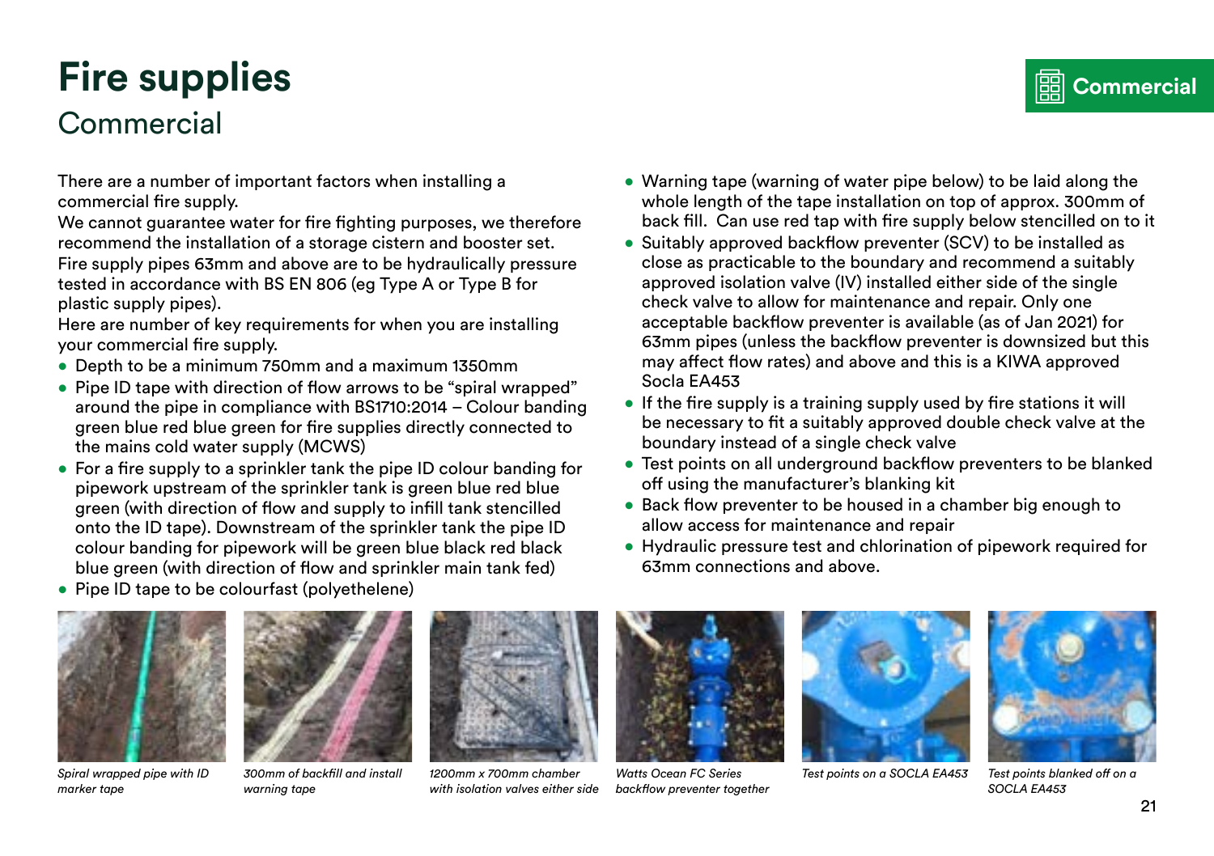# Fire supplies

## Commercial

Commercial

There are a number of important factors when installing a commercial fire supply.

We cannot guarantee water for fire fighting purposes, we therefore recommend the installation of a storage cistern and booster set.

Fire supply pipes 63mm and above are to be hydraulically pressure tested in accordance with BS EN 806 (eg Type A or Type B for plastic supply pipes).

Here are number of key requirements for when you are installing your commercial fire supply.

- Depth to be a minimum 750mm and a maximum 1350mm
- Pipe ID tape with direction of flow arrows to be "spiral wrapped" around the pipe in compliance with BS1710:2014 – Colour banding green blue red blue green for fire supplies directly connected to the mains cold water supply (MCWS)
- For a fire supply to a sprinkler tank the pipe ID colour banding for pipework upstream of the sprinkler tank is green blue red blue green (with direction of flow and supply to infill tank stencilled onto the ID tape). Downstream of the sprinkler tank the pipe ID colour banding for pipework will be green blue black red black blue green (with direction of flow and sprinkler main tank fed)
- Pipe ID tape to be colourfast (polyethelene)
- Warning tape (warning of water pipe below) to be laid along the whole length of the tape installation on top of approx. 300mm of back fill. Can use red tap with fire supply below stencilled on to it
- Suitably approved backflow preventer (SCV) to be installed as close as practicable to the boundary and recommend a suitably approved isolation valve (IV) installed either side of the single check valve to allow for maintenance and repair. Only one acceptable backflow preventer is available (as of Jan 2021) for 63mm pipes (unless the backflow preventer is downsized but this may affect flow rates) and above and this is a KIWA approved Socla EA453
- If the fire supply is a training supply used by fire stations it will be necessary to fit a suitably approved double check valve at the boundary instead of a single check valve
- Test points on all underground backflow preventers to be blanked off using the manufacturer's blanking kit
- Back flow preventer to be housed in a chamber big enough to allow access for maintenance and repair
- Hydraulic pressure test and chlorination of pipework required for 63mm connections and above.

*Spiral wrapped pipe with ID marker tape*

*300mm of backfill and install warning tape*

*1200mm x 700mm chamber with isolation valves either side*

*Watts Ocean FC Series backflow preventer together*

*Test points on a SOCLA EA453*

*Test points blanked off on a SOCLA EA453*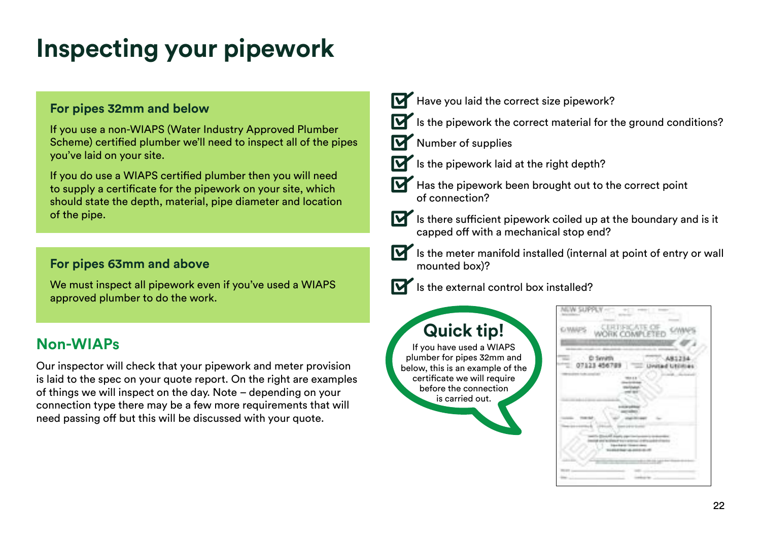# Inspecting your pipework

### For pipes 32mm and below

If you use a non-WIAPS (Water Industry Approved Plumber Scheme) certified plumber we'll need to inspect all of the pipes you've laid on your site.

If you do use a WIAPS certified plumber then you will need to supply a certificate for the pipework on your site, which should state the depth, material, pipe diameter and location of the pipe.

### For pipes 63mm and above

We must inspect all pipework even if you've used a WIAPS approved plumber to do the work.

## Non-WIAPs

Our inspector will check that your pipework and meter provision is laid to the spec on your quote report. On the right are examples of things we will inspect on the day. Note – depending on your connection type there may be a few more requirements that will need passing off but this will be discussed with your quote.

- ☑ Have you laid the correct size pipework?
- ☑ Is the pipework the correct material for the ground conditions?
- ☑ Number of supplies
- ☑ Is the pipework laid at the right depth?
- ☑ Has the pipework been brought out to the correct point of connection?
- ☑ Is there sufficient pipework coiled up at the boundary and is it capped off with a mechanical stop end?
- ☑ Is the meter manifold installed (internal at point of entry or wall mounted box)?
- ☑ Is the external control box installed?

**Quick tip!**

If you have used a WIAPS plumber for pipes 32mm and below, this is an example of the certificate we will require before the connection is carried out.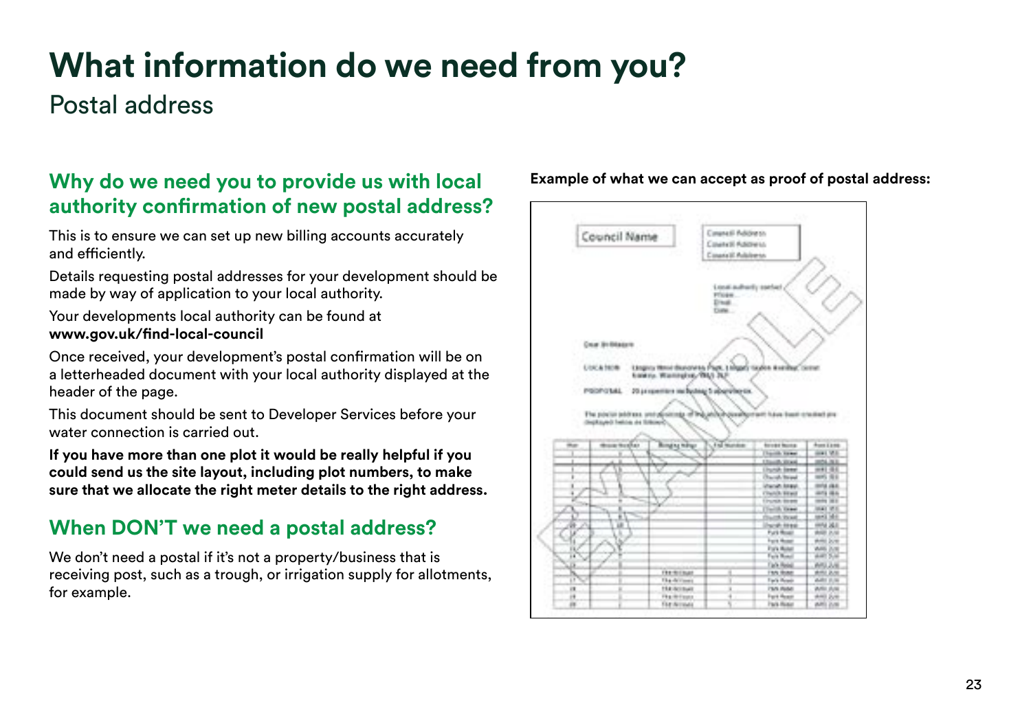# What information do we need from you?

Postal address

## Why do we need you to provide us with local authority confirmation of new postal address?

This is to ensure we can set up new billing accounts accurately and efficiently.

Details requesting postal addresses for your development should be made by way of application to your local authority.

Your developments local authority can be found at **www.gov.uk/find-local-council**

Once received, your development's postal confirmation will be on a letterheaded document with your local authority displayed at the header of the page.

This document should be sent to Developer Services before your water connection is carried out.

**If you have more than one plot it would be really helpful if you could send us the site layout, including plot numbers, to make sure that we allocate the right meter details to the right address.**

## When DON'T we need a postal address?

We don't need a postal if it's not a property/business that is receiving post, such as a trough, or irrigation supply for allotments, for example.

**Example of what we can accept as proof of postal address:**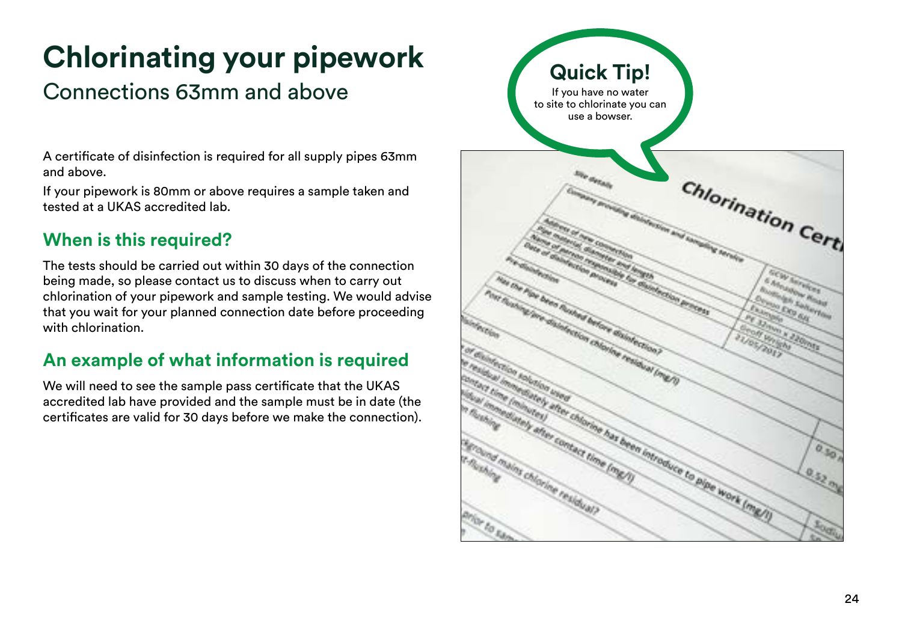# Chlorinating your pipework

## Connections 63mm and above

A certificate of disinfection is required for all supply pipes 63mm and above.

If your pipework is 80mm or above requires a sample taken and tested at a UKAS accredited lab.

### When is this required?

The tests should be carried out within 30 days of the connection being made, so please contact us to discuss when to carry out chlorination of your pipework and sample testing. We would advise that you wait for your planned connection date before proceeding with chlorination.

### An example of what information is required

We will need to see the sample pass certificate that the UKAS accredited lab have provided and the sample must be in date (the certificates are valid for 30 days before we make the connection).

**Quick Tip!**

If you have no water to site to chlorinate you can use a bowser.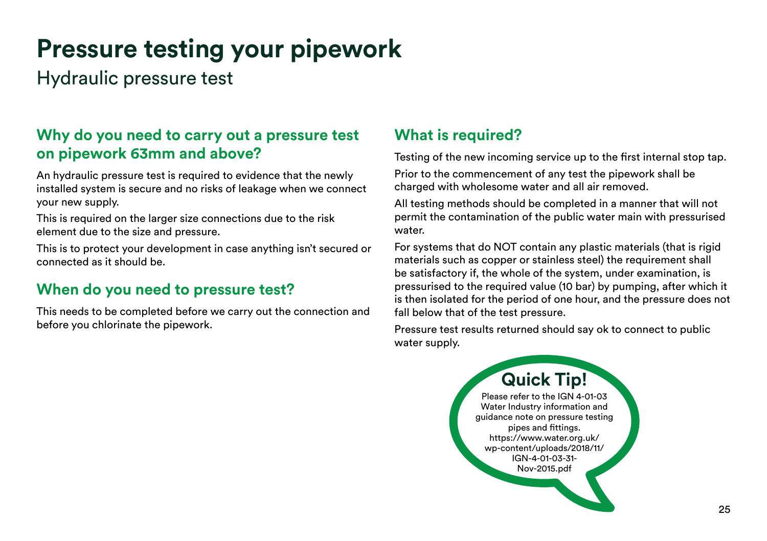# Pressure testing your pipework

Hydraulic pressure test

## Why do you need to carry out a pressure test on pipework 63mm and above?

An hydraulic pressure test is required to evidence that the newly installed system is secure and no risks of leakage when we connect your new supply.

This is required on the larger size connections due to the risk element due to the size and pressure.

This is to protect your development in case anything isn't secured or connected as it should be.

## When do you need to pressure test?

This needs to be completed before we carry out the connection and before you chlorinate the pipework.

## What is required?

Testing of the new incoming service up to the first internal stop tap.

Prior to the commencement of any test the pipework shall be charged with wholesome water and all air removed.

All testing methods should be completed in a manner that will not permit the contamination of the public water main with pressurised water.

For systems that do NOT contain any plastic materials (that is rigid materials such as copper or stainless steel) the requirement shall be satisfactory if, the whole of the system, under examination, is pressurised to the required value (10 bar) by pumping, after which it is then isolated for the period of one hour, and the pressure does not fall below that of the test pressure.

Pressure test results returned should say ok to connect to public water supply.

**Quick Tip!**

Please refer to the IGN 4-01-03 Water Industry information and guidance note on pressure testing pipes and fittings. https://www.water.org.uk/wp-content/uploads/2018/11/IGN-4-01-03-31-Nov-2015.pdf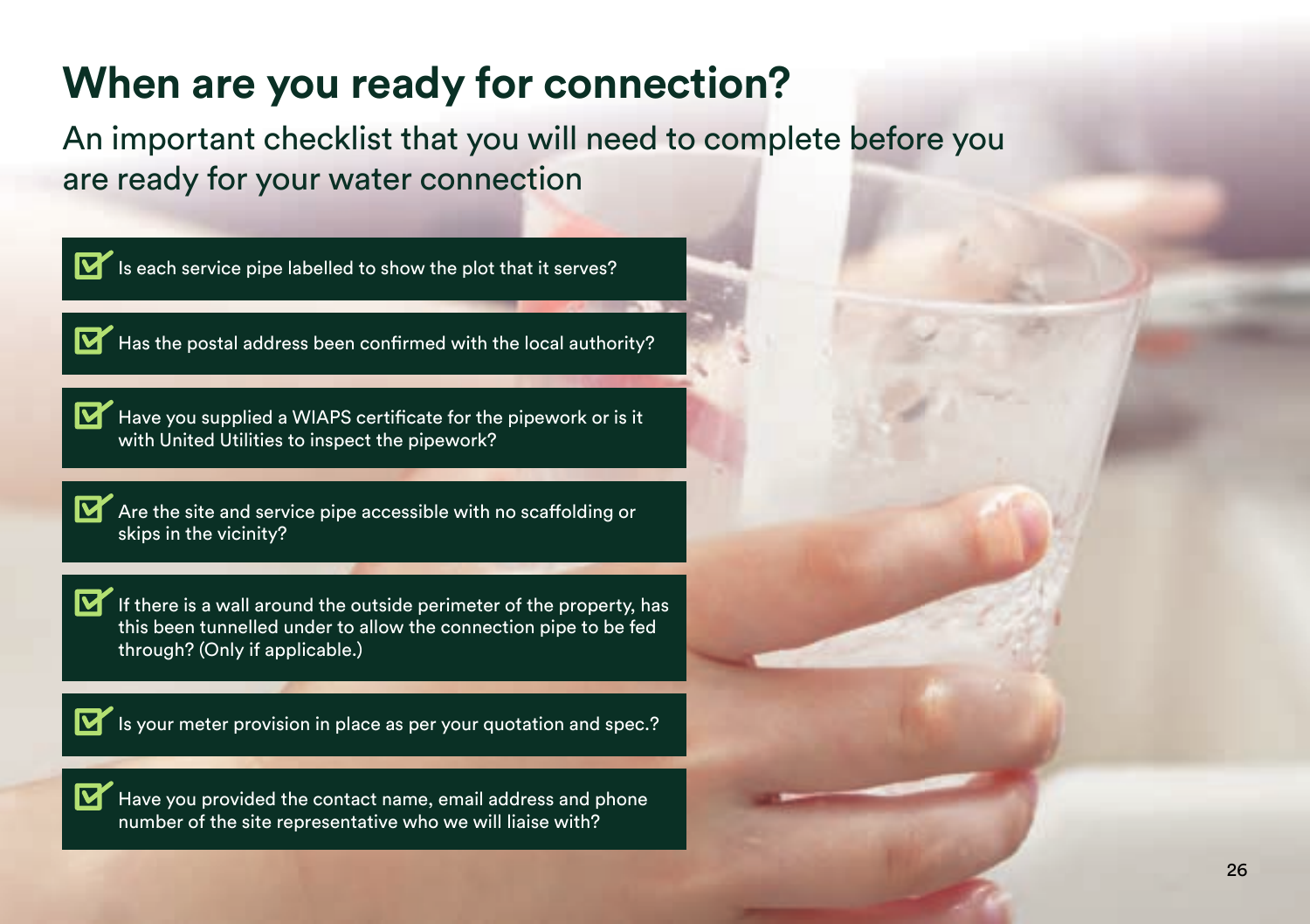# When are you ready for connection?

An important checklist that you will need to complete before you are ready for your water connection

- ☑ Is each service pipe labelled to show the plot that it serves?
- ☑ Has the postal address been confirmed with the local authority?
- ☑ Have you supplied a WIAPS certificate for the pipework or is it with United Utilities to inspect the pipework?
- ☑ Are the site and service pipe accessible with no scaffolding or skips in the vicinity?
- ☑ If there is a wall around the outside perimeter of the property, has this been tunnelled under to allow the connection pipe to be fed through? (Only if applicable.)
- ☑ Is your meter provision in place as per your quotation and spec.?
- ☑ Have you provided the contact name, email address and phone number of the site representative who we will liaise with?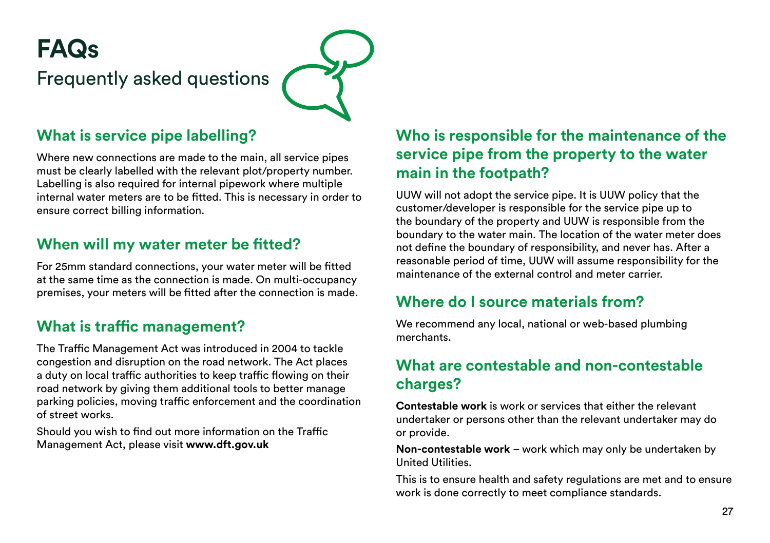# FAQs

Frequently asked questions

## What is service pipe labelling?

Where new connections are made to the main, all service pipes must be clearly labelled with the relevant plot/property number. Labelling is also required for internal pipework where multiple internal water meters are to be fitted. This is necessary in order to ensure correct billing information.

## When will my water meter be fitted?

For 25mm standard connections, your water meter will be fitted at the same time as the connection is made. On multi-occupancy premises, your meters will be fitted after the connection is made.

## What is traffic management?

The Traffic Management Act was introduced in 2004 to tackle congestion and disruption on the road network. The Act places a duty on local traffic authorities to keep traffic flowing on their road network by giving them additional tools to better manage parking policies, moving traffic enforcement and the coordination of street works.

Should you wish to find out more information on the Traffic Management Act, please visit **www.dft.gov.uk**

## Who is responsible for the maintenance of the service pipe from the property to the water main in the footpath?

UUW will not adopt the service pipe. It is UUW policy that the customer/developer is responsible for the service pipe up to the boundary of the property and UUW is responsible from the boundary to the water main. The location of the water meter does not define the boundary of responsibility, and never has. After a reasonable period of time, UUW will assume responsibility for the maintenance of the external control and meter carrier.

## Where do I source materials from?

We recommend any local, national or web-based plumbing merchants.

## What are contestable and non-contestable charges?

**Contestable work** is work or services that either the relevant undertaker or persons other than the relevant undertaker may do or provide.

**Non-contestable work** – work which may only be undertaken by United Utilities.

This is to ensure health and safety regulations are met and to ensure work is done correctly to meet compliance standards.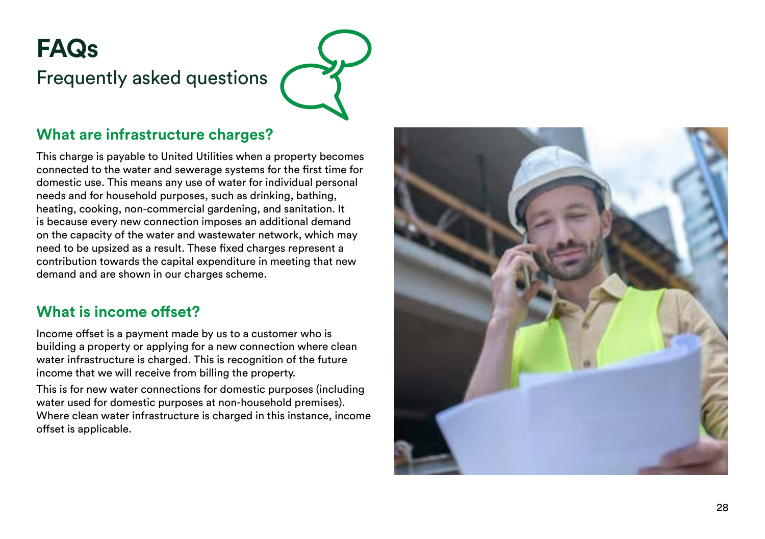# FAQs

Frequently asked questions

## What are infrastructure charges?

This charge is payable to United Utilities when a property becomes connected to the water and sewerage systems for the first time for domestic use. This means any use of water for individual personal needs and for household purposes, such as drinking, bathing, heating, cooking, non-commercial gardening, and sanitation. It is because every new connection imposes an additional demand on the capacity of the water and wastewater network, which may need to be upsized as a result. These fixed charges represent a contribution towards the capital expenditure in meeting that new demand and are shown in our charges scheme.

## What is income offset?

Income offset is a payment made by us to a customer who is building a property or applying for a new connection where clean water infrastructure is charged. This is recognition of the future income that we will receive from billing the property.

This is for new water connections for domestic purposes (including water used for domestic purposes at non-household premises). Where clean water infrastructure is charged in this instance, income offset is applicable.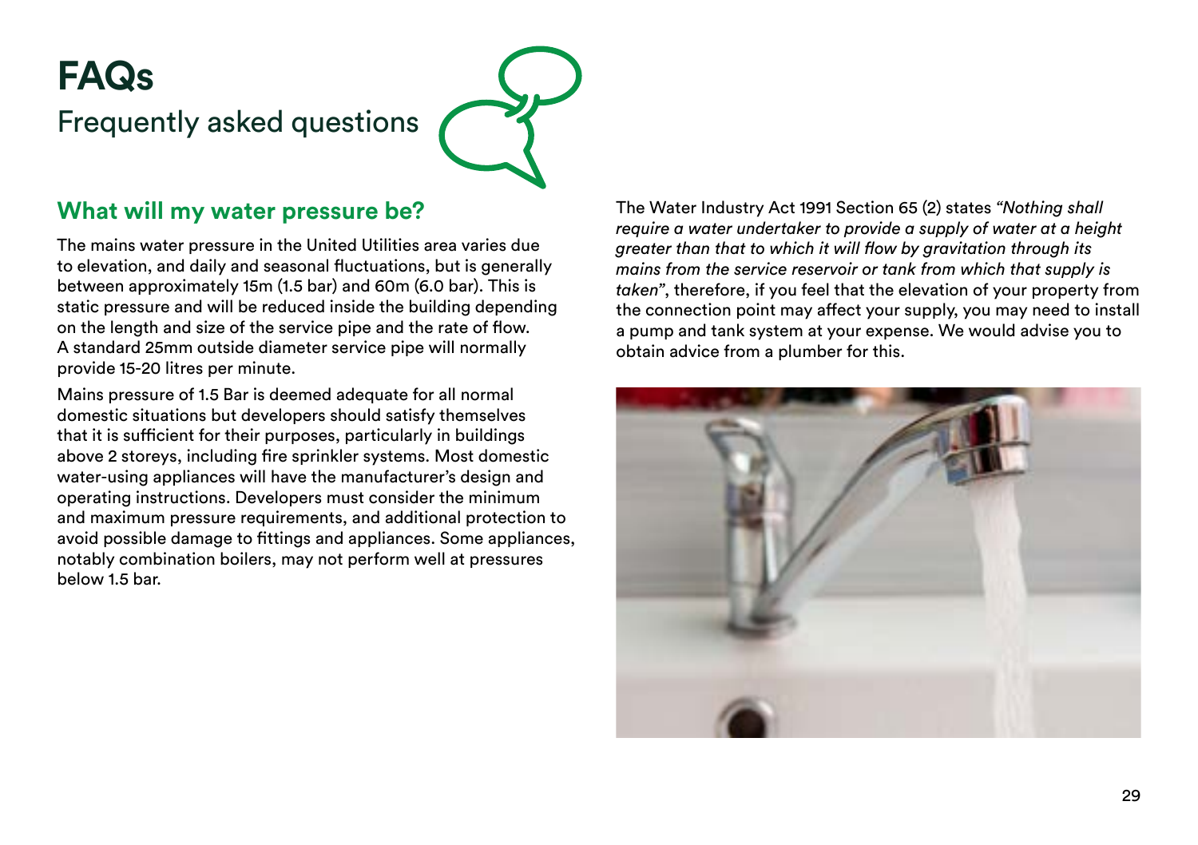# FAQs

Frequently asked questions

## What will my water pressure be?

The mains water pressure in the United Utilities area varies due to elevation, and daily and seasonal fluctuations, but is generally between approximately 15m (1.5 bar) and 60m (6.0 bar). This is static pressure and will be reduced inside the building depending on the length and size of the service pipe and the rate of flow. A standard 25mm outside diameter service pipe will normally provide 15-20 litres per minute.

Mains pressure of 1.5 Bar is deemed adequate for all normal domestic situations but developers should satisfy themselves that it is sufficient for their purposes, particularly in buildings above 2 storeys, including fire sprinkler systems. Most domestic water-using appliances will have the manufacturer's design and operating instructions. Developers must consider the minimum and maximum pressure requirements, and additional protection to avoid possible damage to fittings and appliances. Some appliances, notably combination boilers, may not perform well at pressures below 1.5 bar.

The Water Industry Act 1991 Section 65 (2) states *"Nothing shall require a water undertaker to provide a supply of water at a height greater than that to which it will flow by gravitation through its mains from the service reservoir or tank from which that supply is taken"*, therefore, if you feel that the elevation of your property from the connection point may affect your supply, you may need to install a pump and tank system at your expense. We would advise you to obtain advice from a plumber for this.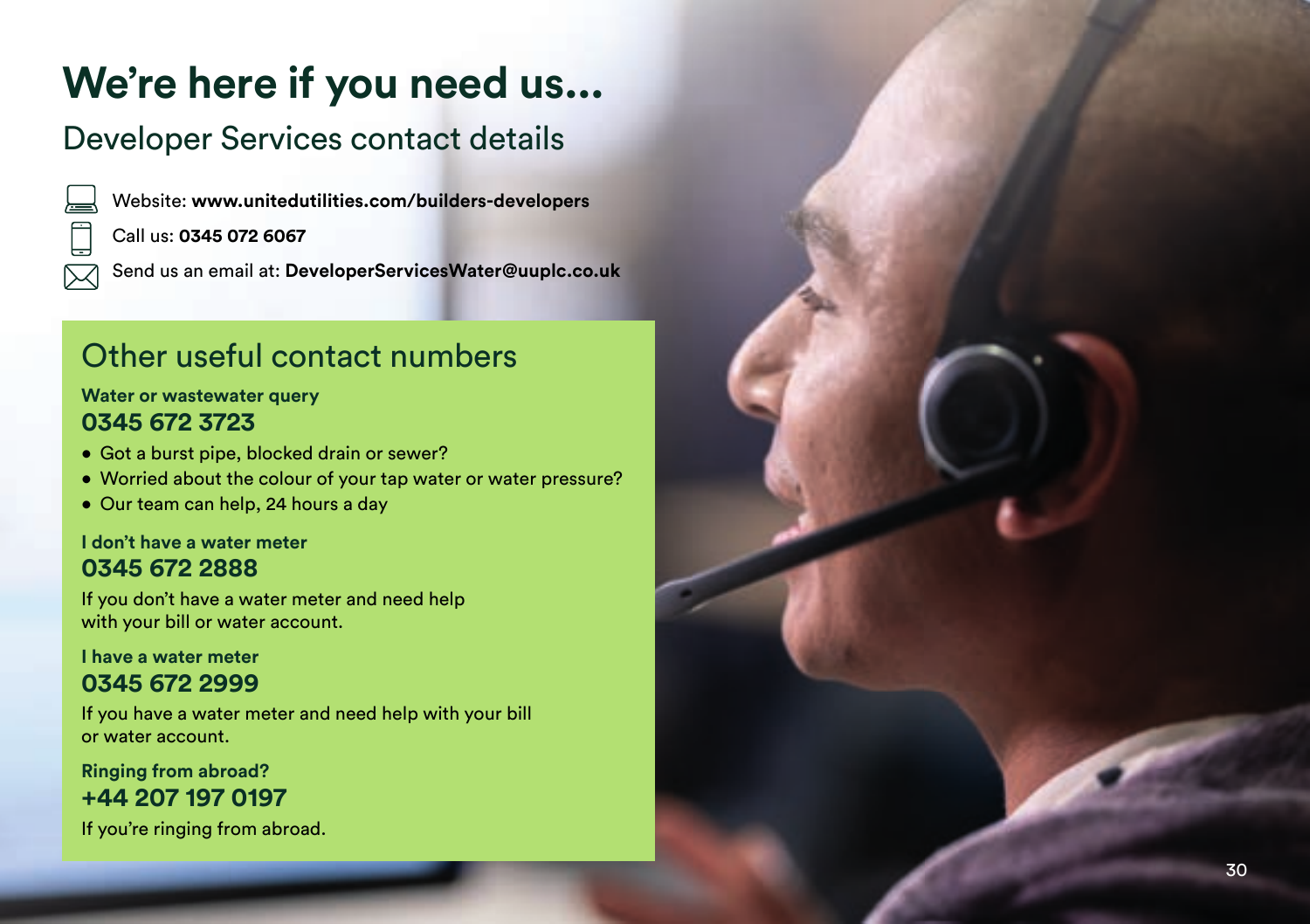# We're here if you need us...

## Developer Services contact details

Website: **www.unitedutilities.com/builders-developers**

Call us: **0345 072 6067**

Send us an email at: **DeveloperServicesWater@uuplc.co.uk**

## Other useful contact numbers

**Water or wastewater query**

**0345 672 3723**

- Got a burst pipe, blocked drain or sewer?
- Worried about the colour of your tap water or water pressure?
- Our team can help, 24 hours a day

**I don't have a water meter**

**0345 672 2888**

If you don't have a water meter and need help with your bill or water account.

**I have a water meter**

**0345 672 2999**

If you have a water meter and need help with your bill or water account.

**Ringing from abroad?**

**+44 207 197 0197**

If you're ringing from abroad.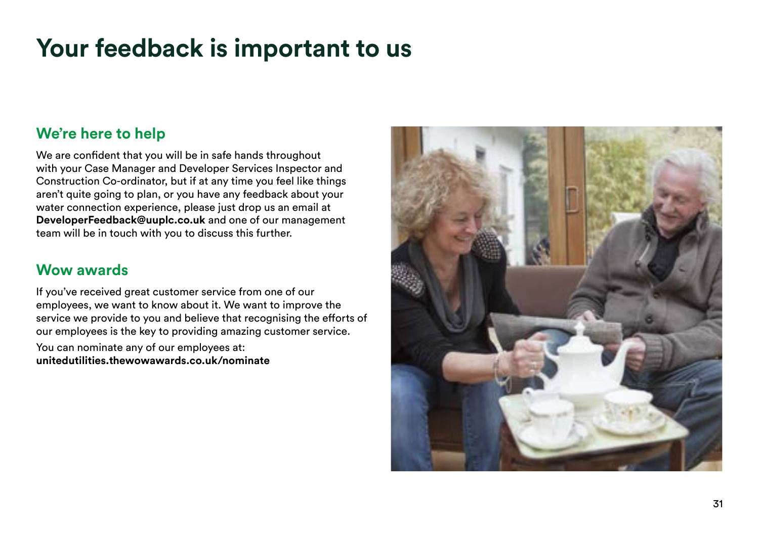# Your feedback is important to us

## We're here to help

We are confident that you will be in safe hands throughout with your Case Manager and Developer Services Inspector and Construction Co-ordinator, but if at any time you feel like things aren't quite going to plan, or you have any feedback about your water connection experience, please just drop us an email at **DeveloperFeedback@uuplc.co.uk** and one of our management team will be in touch with you to discuss this further.

## Wow awards

If you've received great customer service from one of our employees, we want to know about it. We want to improve the service we provide to you and believe that recognising the efforts of our employees is the key to providing amazing customer service.

You can nominate any of our employees at:
**unitedutilities.thewowawards.co.uk/nominate**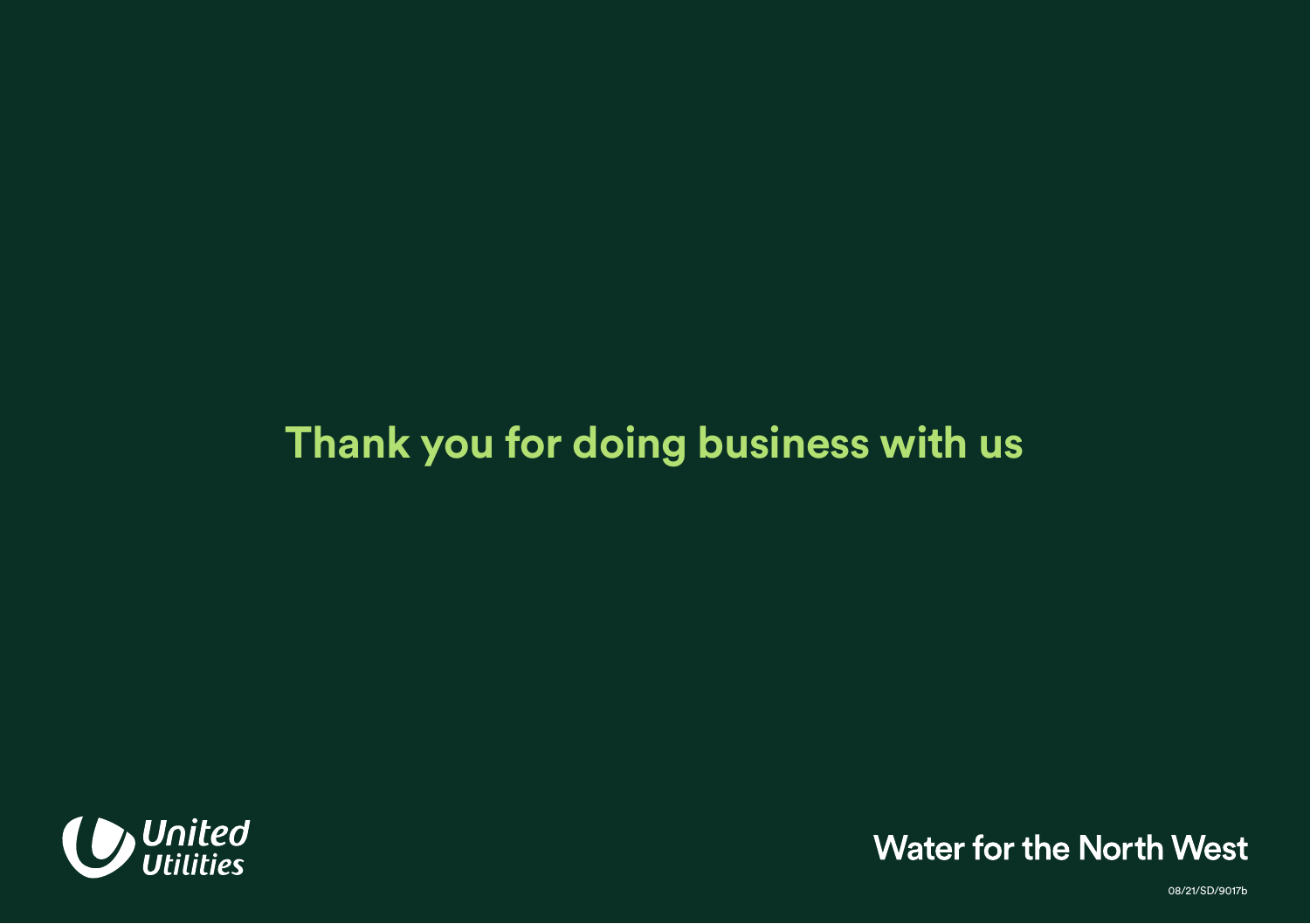## Thank you for doing business with us

United Utilities

Water for the North West

08/21/SD/9017b